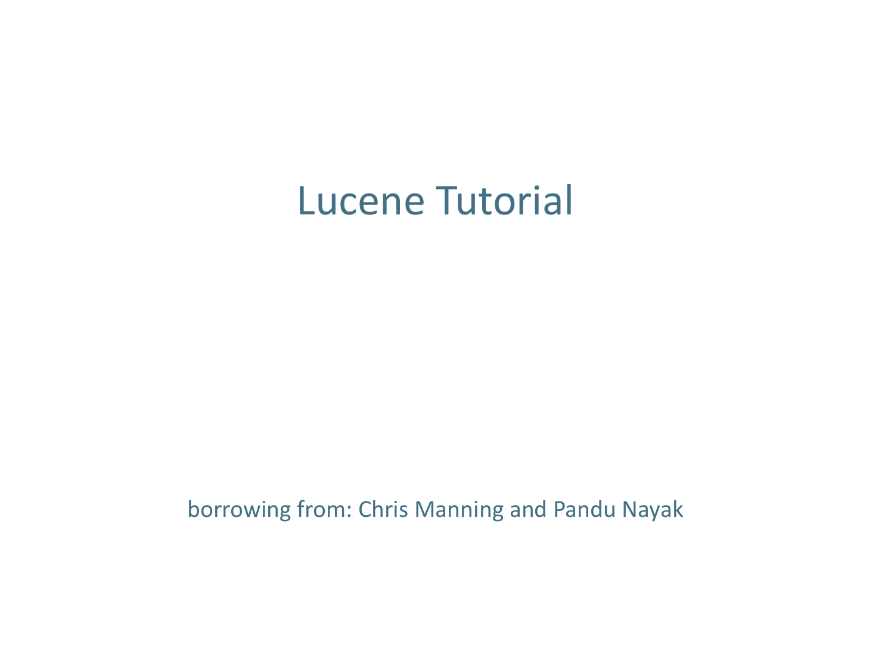# Lucene Tutorial

borrowing from: Chris Manning and Pandu Nayak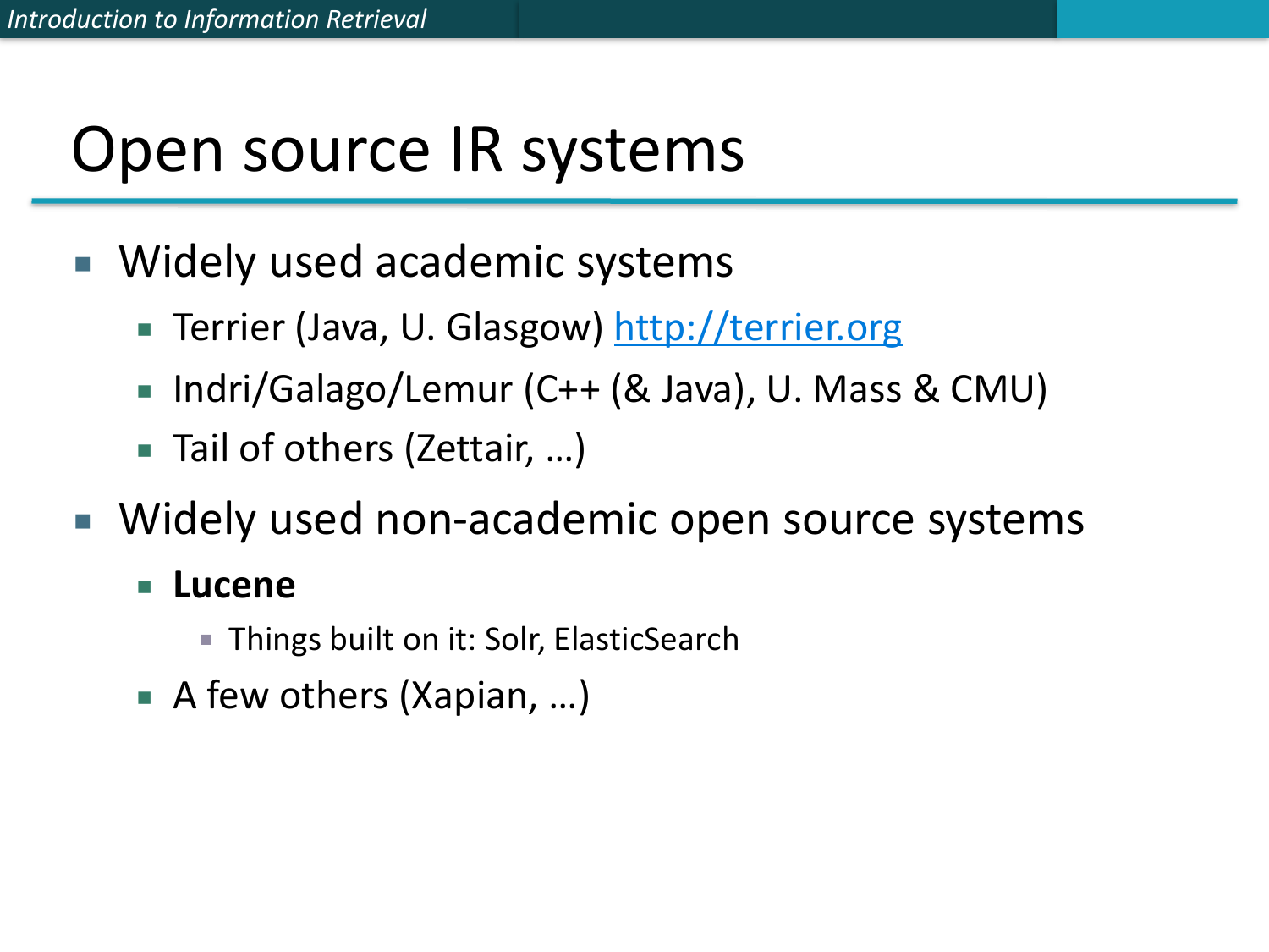# Open source IR systems

- Widely used academic systems
  - Terrier (Java, U. Glasgow) http://terrier.org
  - Indri/Galago/Lemur (C++ (& Java), U. Mass & CMU)
  - Tail of others (Zettair, …)
- Widely used non-academic open source systems
  - **Lucene**
    - Things built on it: Solr, ElasticSearch
  - A few others (Xapian, …)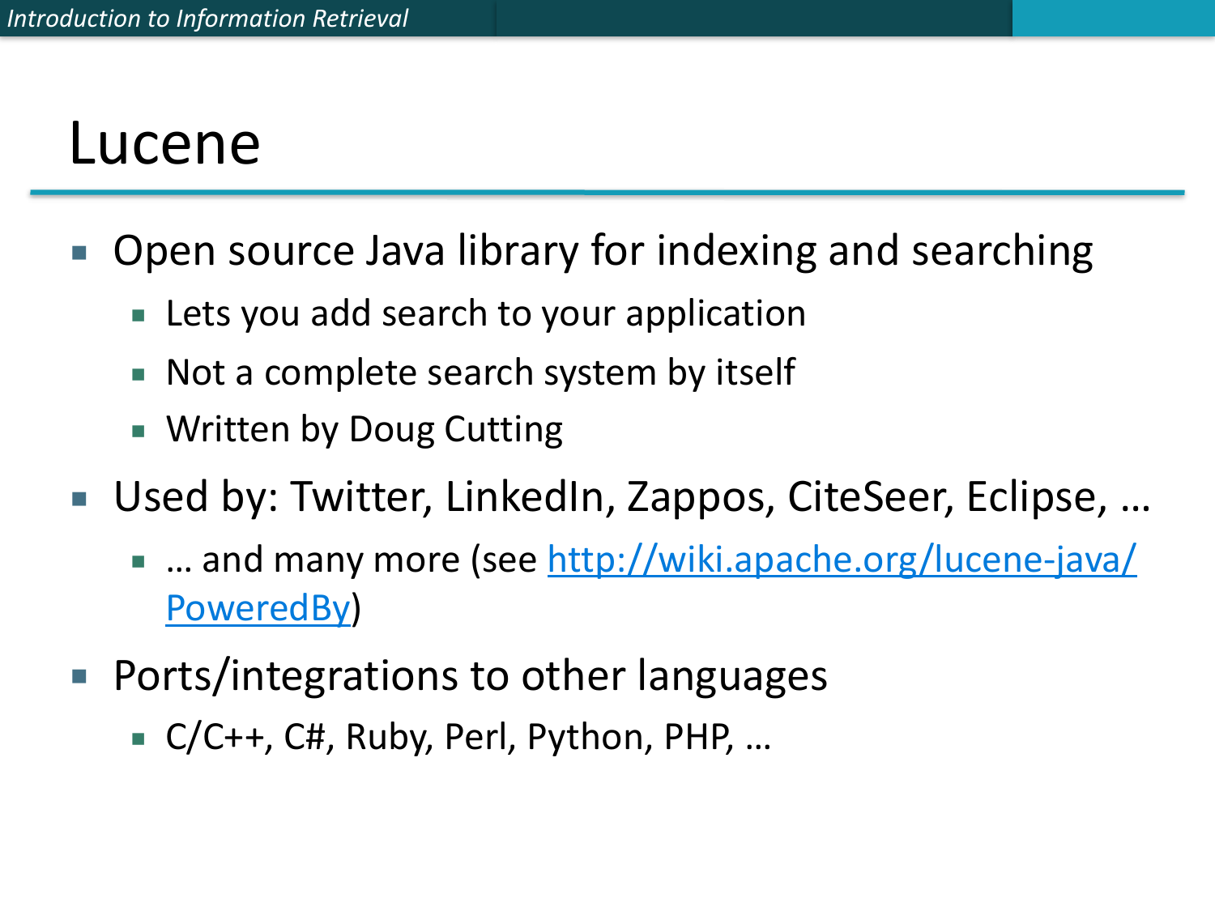# Lucene

- Open source Java library for indexing and searching
  - Lets you add search to your application
  - Not a complete search system by itself
  - Written by Doug Cutting
- Used by: Twitter, LinkedIn, Zappos, CiteSeer, Eclipse, …
  - … and many more (see [http://wiki.apache.org/lucene-java/PoweredBy](http://wiki.apache.org/lucene-java/PoweredBy))
- Ports/integrations to other languages
  - C/C++, C#, Ruby, Perl, Python, PHP, …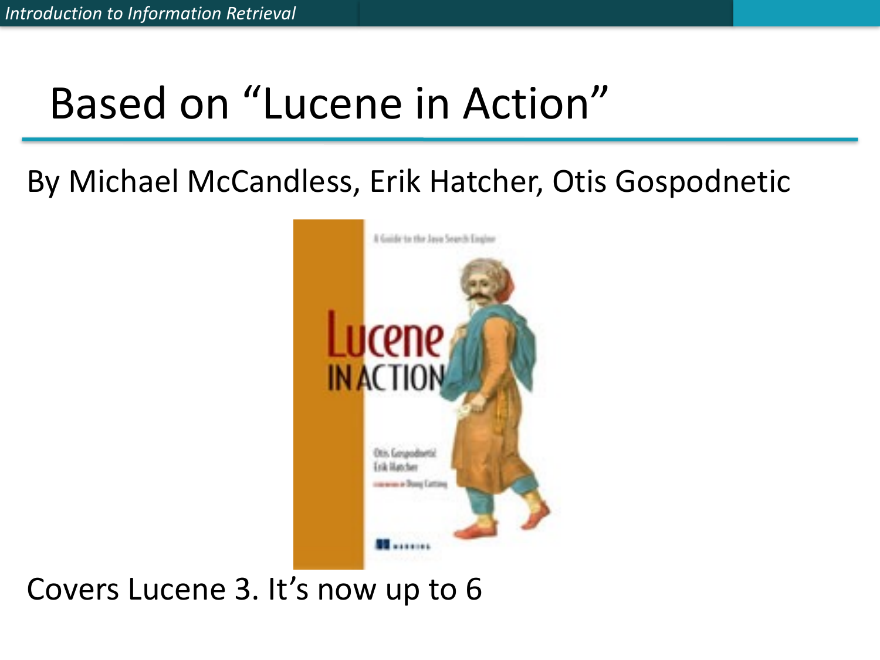# Based on "Lucene in Action"

By Michael McCandless, Erik Hatcher, Otis Gospodnetic

Covers Lucene 3. It's now up to 6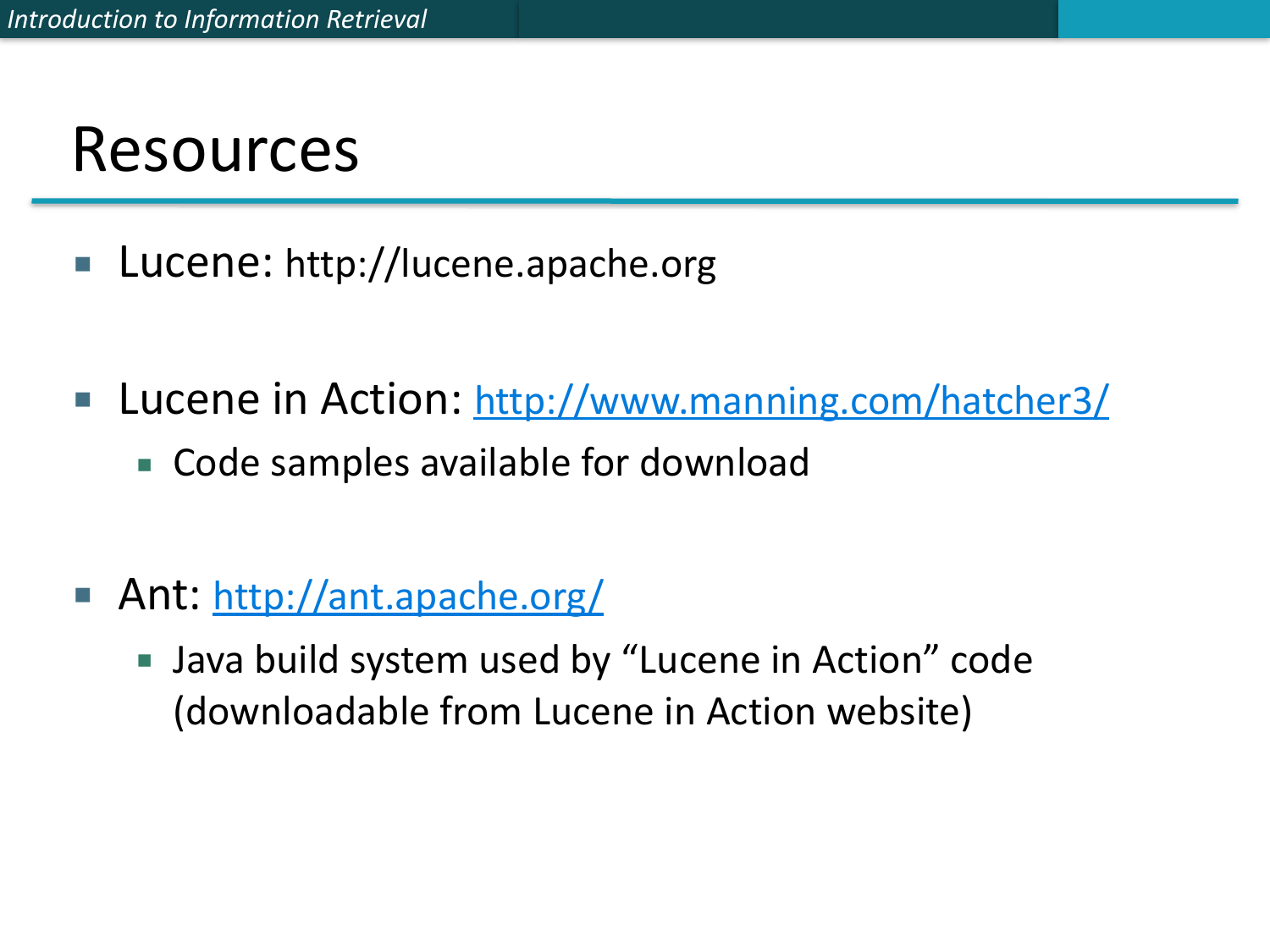# Resources

- Lucene: http://lucene.apache.org
- Lucene in Action: http://www.manning.com/hatcher3/
  - Code samples available for download
- Ant: http://ant.apache.org/
  - Java build system used by “Lucene in Action” code (downloadable from Lucene in Action website)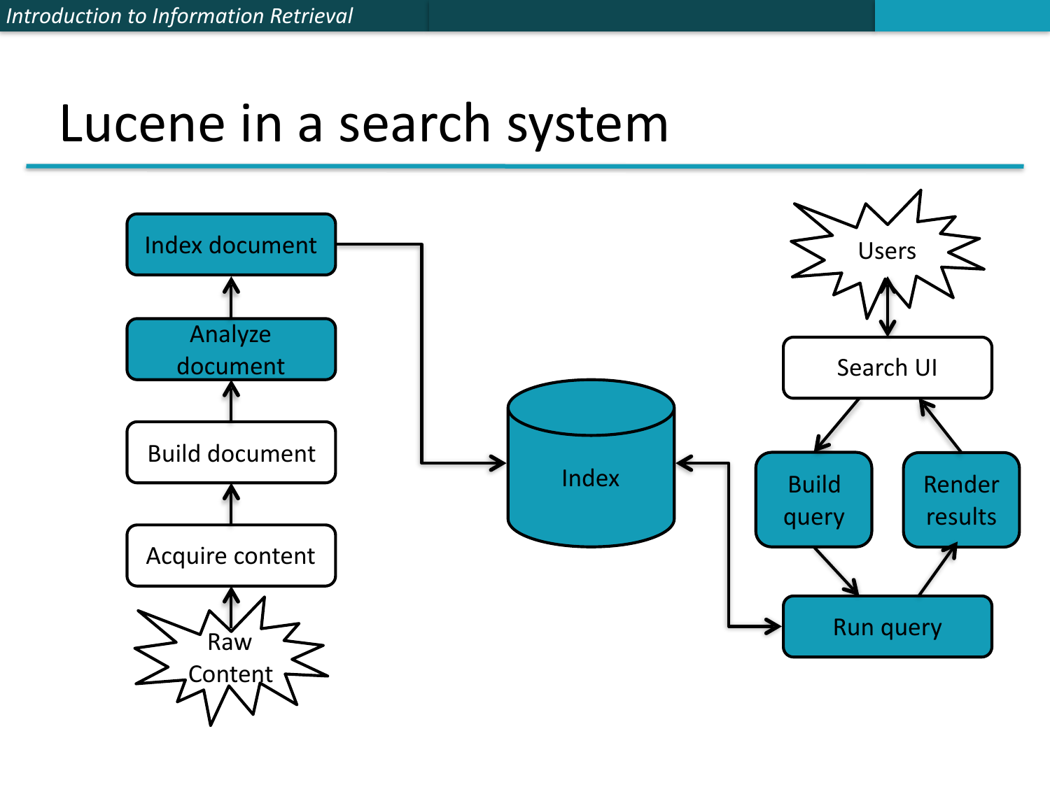# Lucene in a search system

- Raw Content
- Acquire content
- Build document
- Analyze document
- Index document
- Index
- Users
- Search UI
- Build query
- Render results
- Run query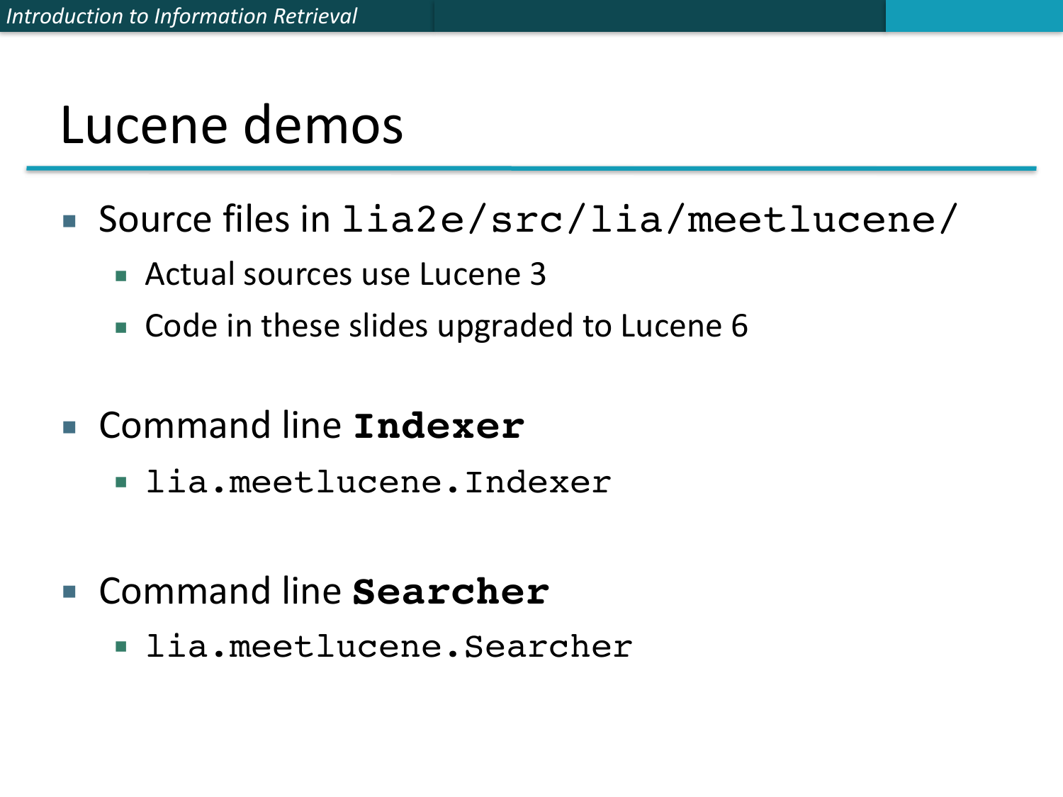# Lucene demos

- Source files in `lia2e/src/lia/meetlucene/`
  - Actual sources use Lucene 3
  - Code in these slides upgraded to Lucene 6
- Command line **`Indexer`**
  - `lia.meetlucene.Indexer`
- Command line **`Searcher`**
  - `lia.meetlucene.Searcher`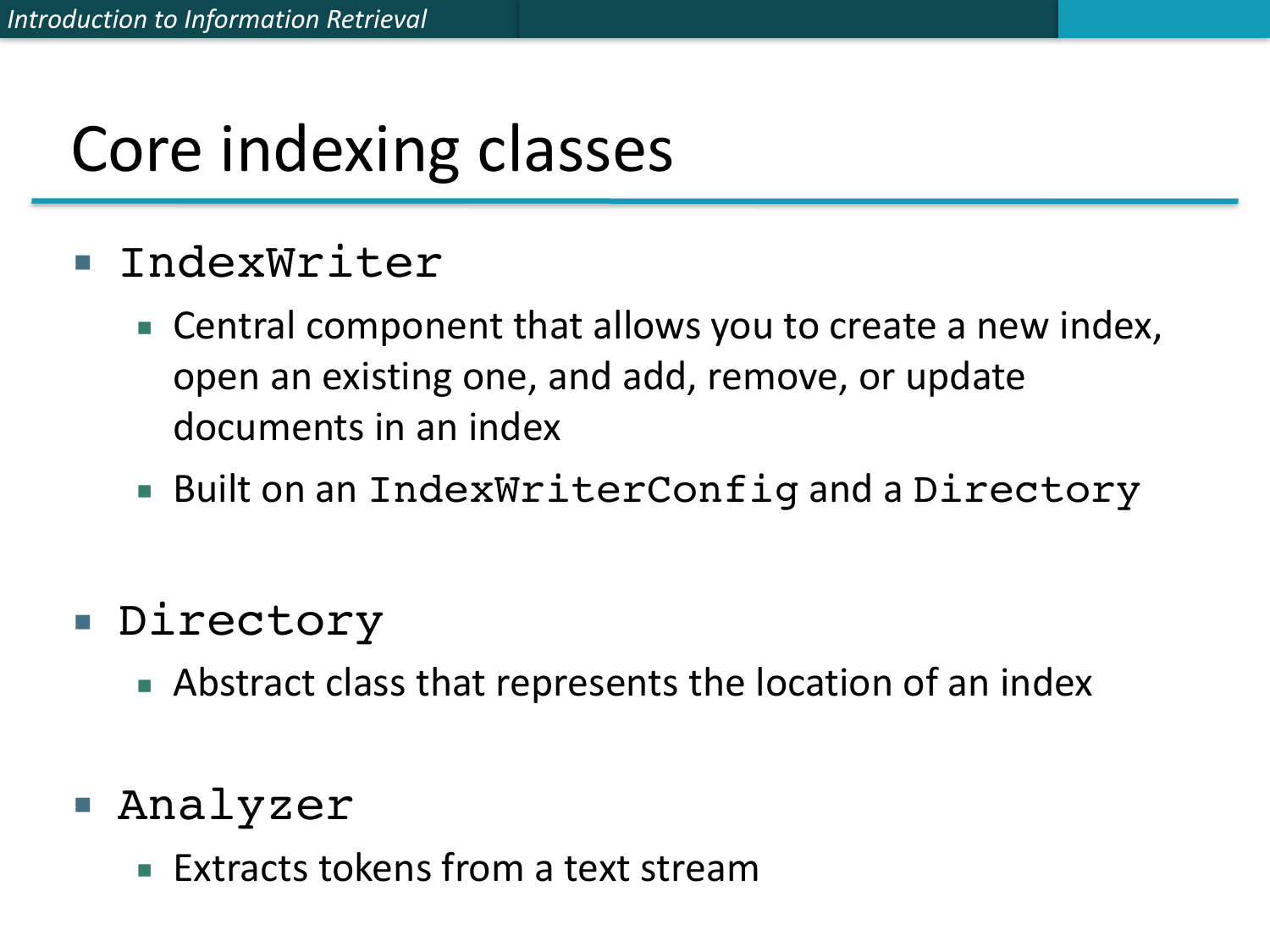# Core indexing classes

- `IndexWriter`
  - Central component that allows you to create a new index, open an existing one, and add, remove, or update documents in an index
  - Built on an `IndexWriterConfig` and a `Directory`

- `Directory`
  - Abstract class that represents the location of an index

- `Analyzer`
  - Extracts tokens from a text stream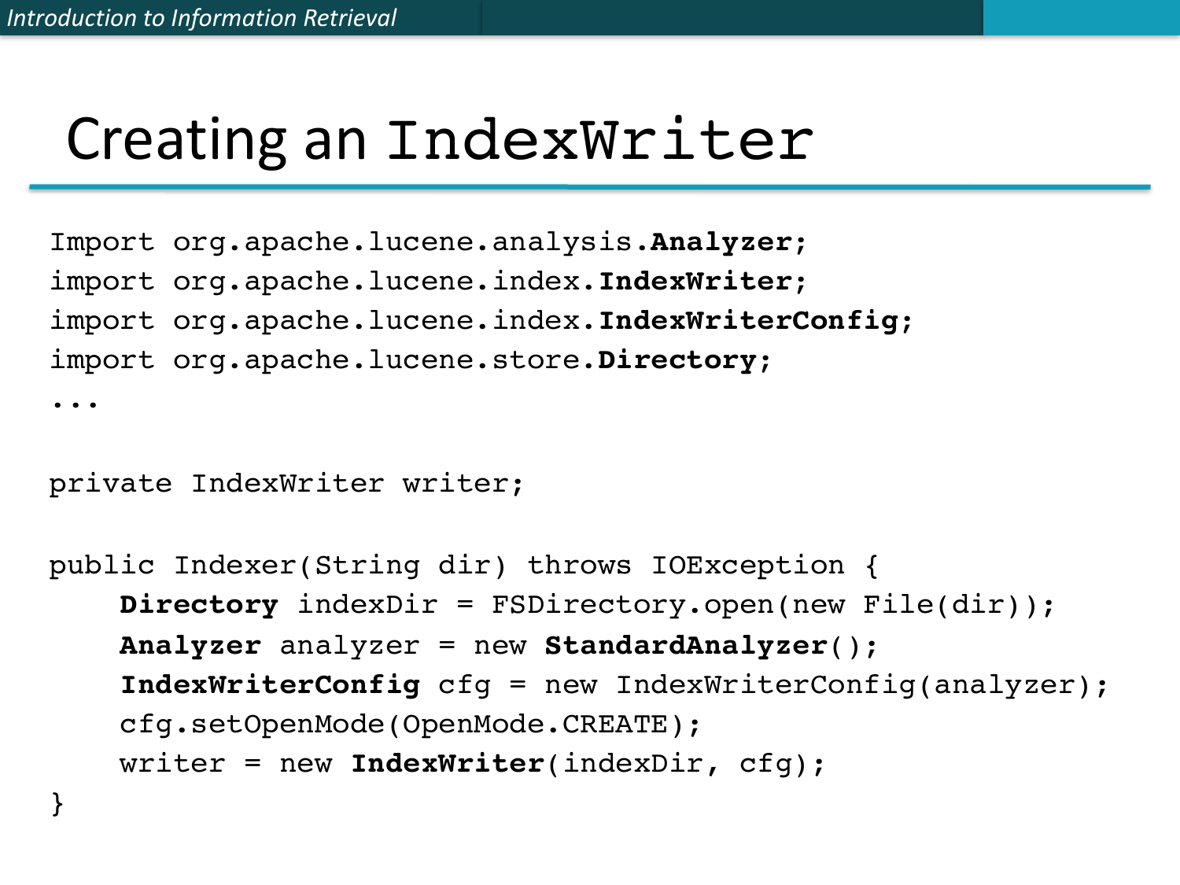# Creating an IndexWriter

```
Import org.apache.lucene.analysis.Analyzer;
import org.apache.lucene.index.IndexWriter;
import org.apache.lucene.index.IndexWriterConfig;
import org.apache.lucene.store.Directory;
...

private IndexWriter writer;

public Indexer(String dir) throws IOException {
    Directory indexDir = FSDirectory.open(new File(dir));
    Analyzer analyzer = new StandardAnalyzer();
    IndexWriterConfig cfg = new IndexWriterConfig(analyzer);
    cfg.setOpenMode(OpenMode.CREATE);
    writer = new IndexWriter(indexDir, cfg);
}
```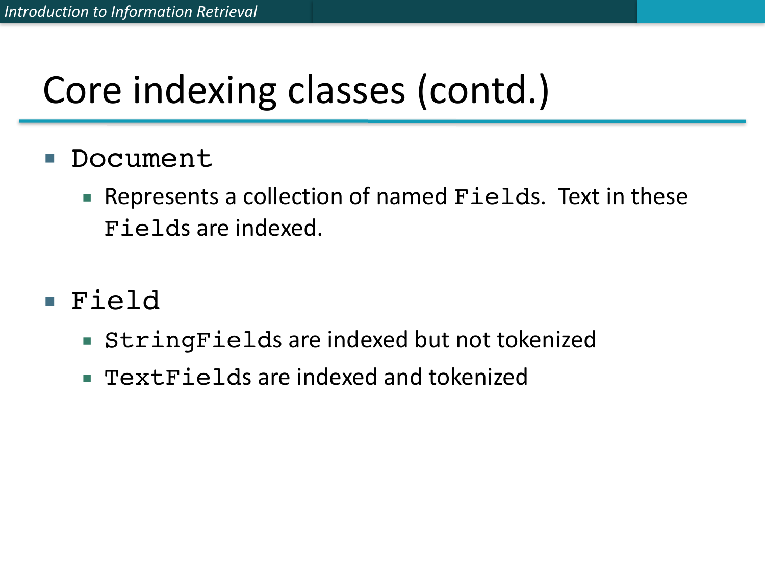# Core indexing classes (contd.)

- `Document`
  - Represents a collection of named `Fields`. Text in these `Fields` are indexed.

- `Field`
  - `StringFields` are indexed but not tokenized
  - `TextFields` are indexed and tokenized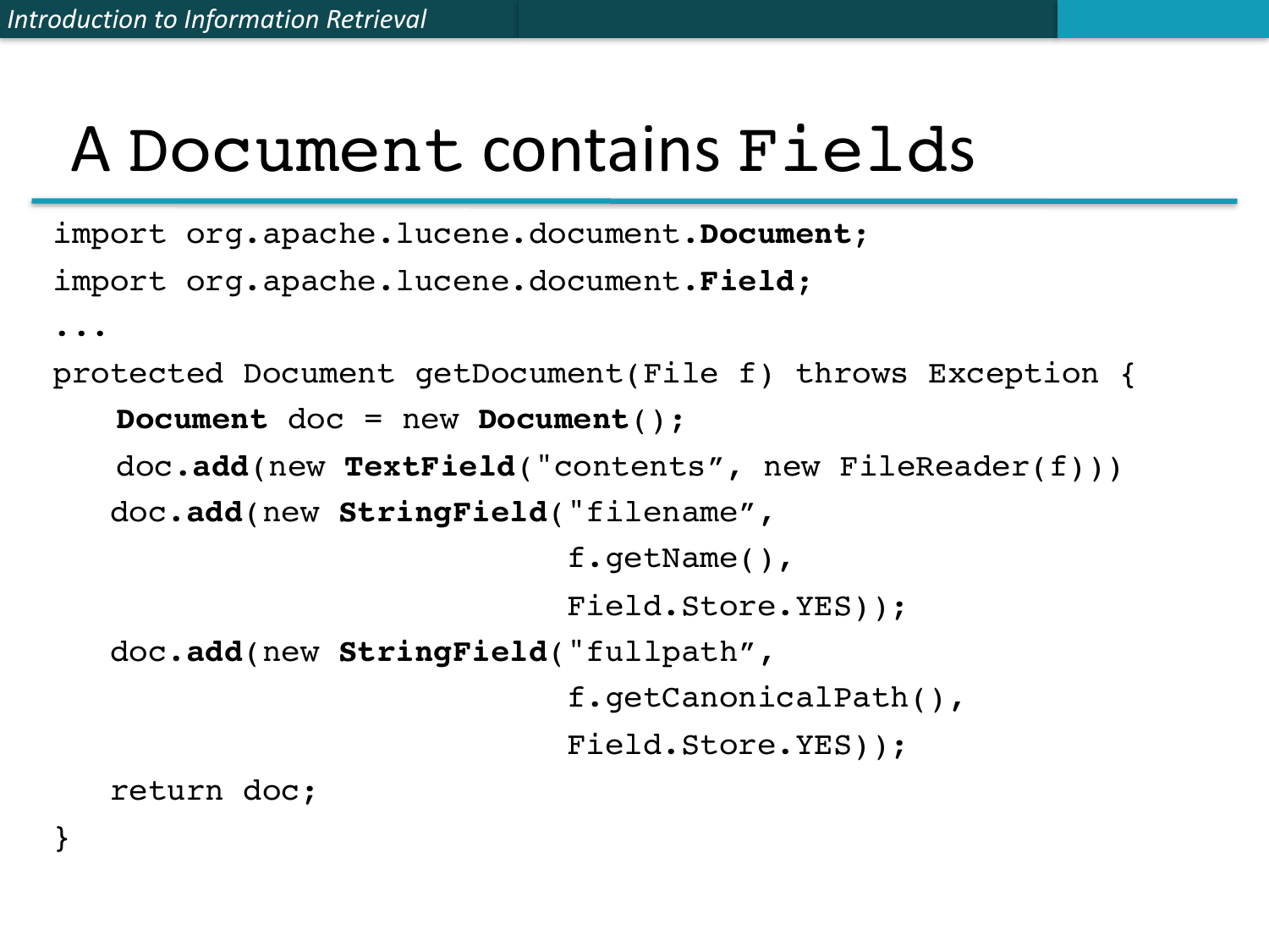# A Document contains Fields

```
import org.apache.lucene.document.Document;
import org.apache.lucene.document.Field;
...
protected Document getDocument(File f) throws Exception {
    Document doc = new Document();
    doc.add(new TextField("contents", new FileReader(f)))
   doc.add(new StringField("filename",
                           f.getName(),
                           Field.Store.YES));
   doc.add(new StringField("fullpath",
                           f.getCanonicalPath(),
                           Field.Store.YES));
   return doc;
}
```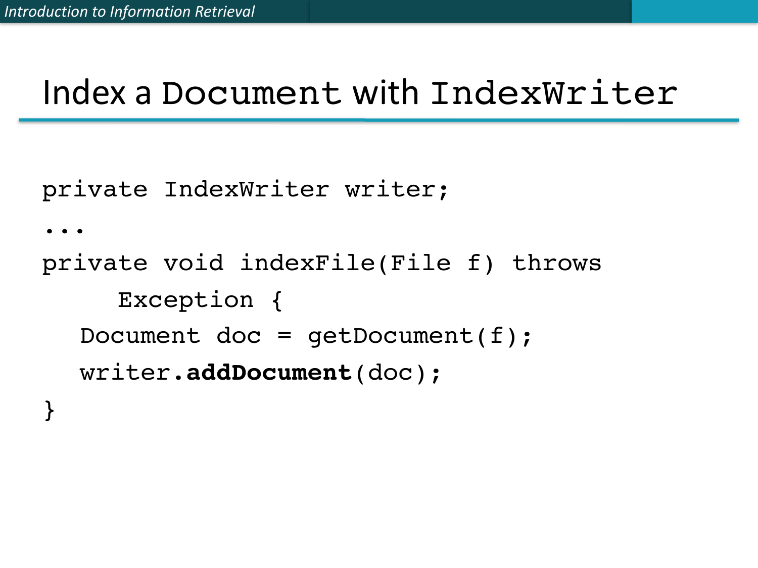# Index a Document with IndexWriter

```
private IndexWriter writer;
...
private void indexFile(File f) throws
      Exception {
   Document doc = getDocument(f);
   writer.addDocument(doc);
}
```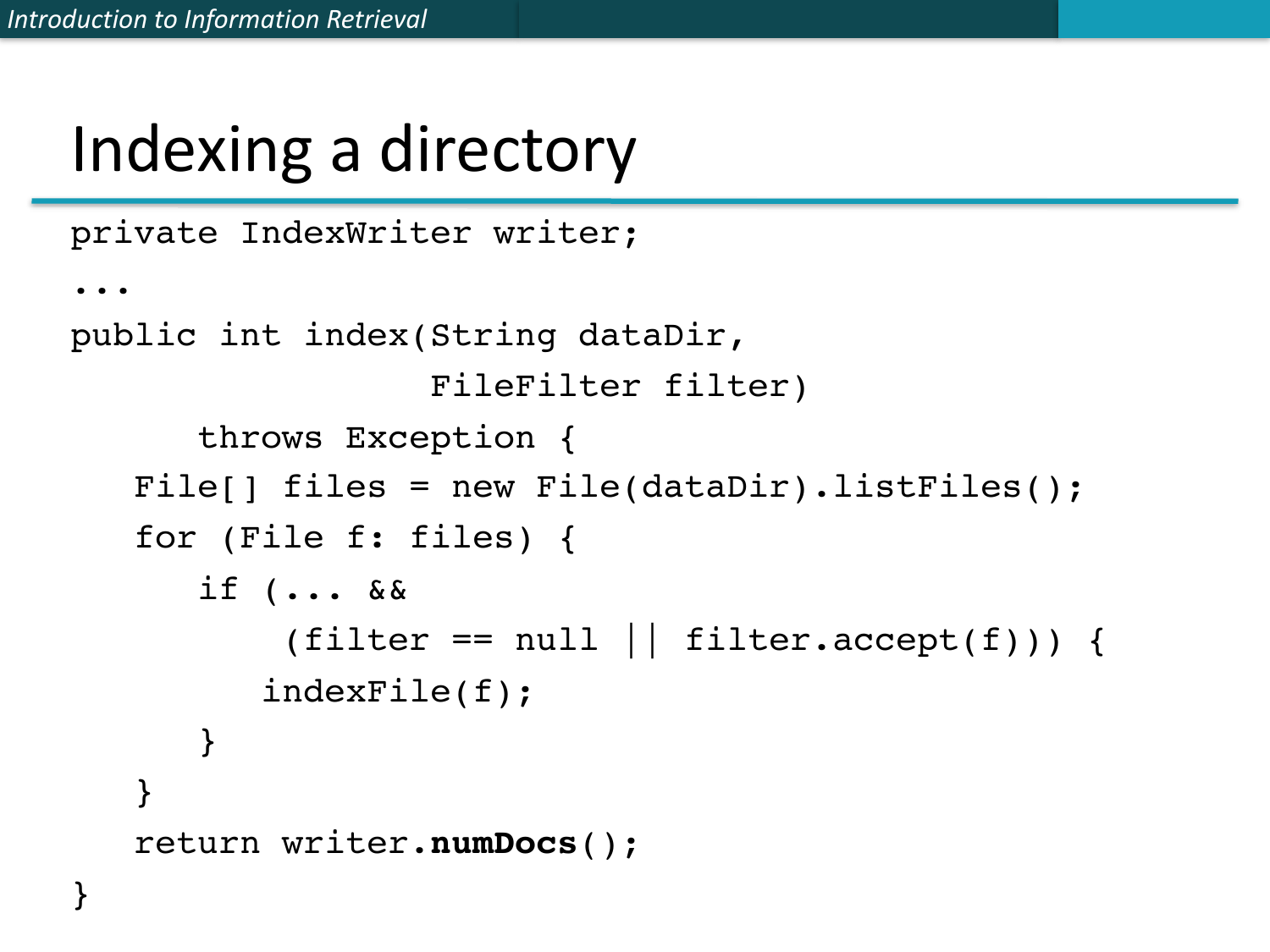# Indexing a directory

```
private IndexWriter writer;
...
public int index(String dataDir,
                 FileFilter filter)
      throws Exception {
   File[] files = new File(dataDir).listFiles();
   for (File f: files) {
      if (... &&
          (filter == null || filter.accept(f))) {
         indexFile(f);
      }
   }
   return writer.numDocs();
}
```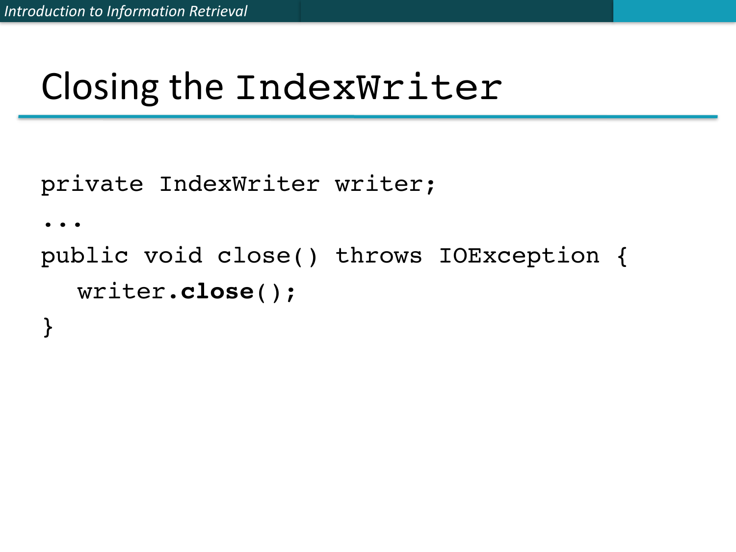# Closing the `IndexWriter`

```
private IndexWriter writer;
...
public void close() throws IOException {
   writer.close();
}
```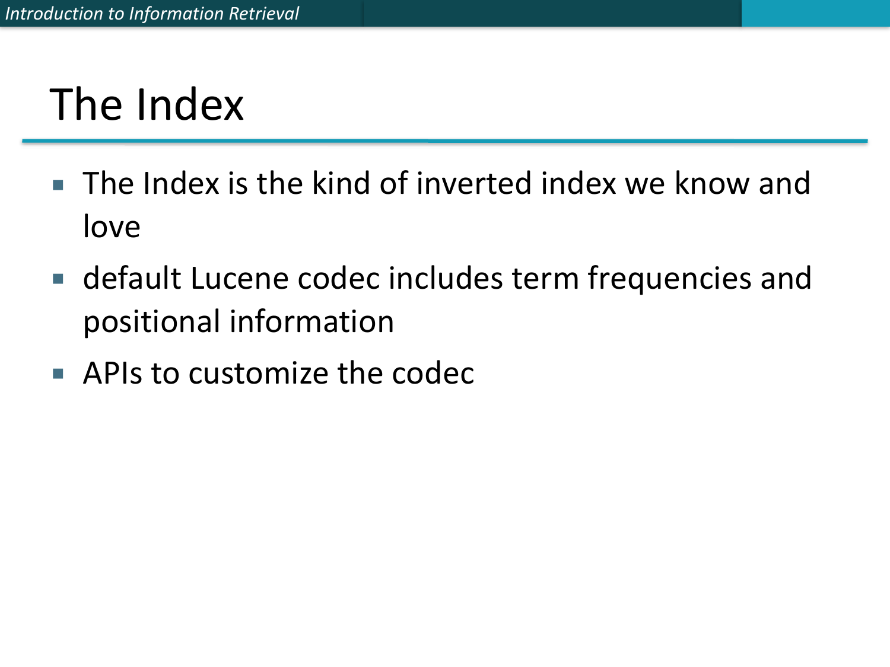# The Index

- The Index is the kind of inverted index we know and love
- default Lucene codec includes term frequencies and positional information
- APIs to customize the codec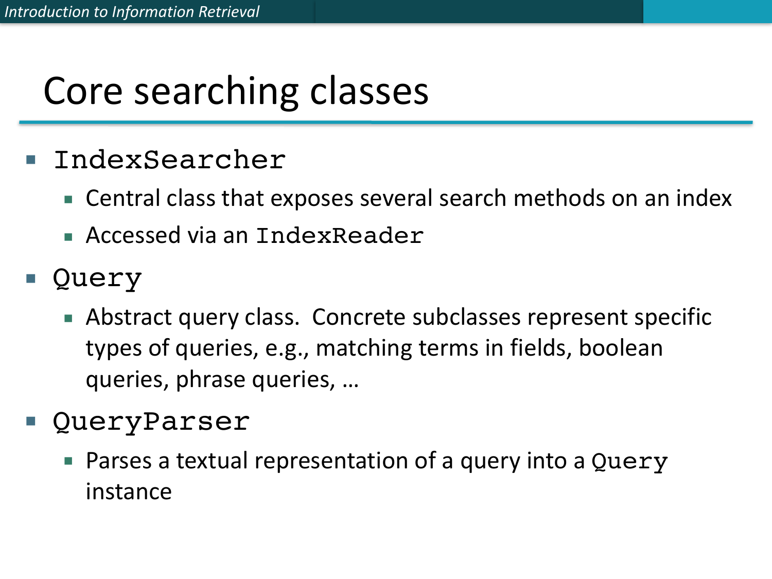# Core searching classes

- `IndexSearcher`
  - Central class that exposes several search methods on an index
  - Accessed via an `IndexReader`
- `Query`
  - Abstract query class. Concrete subclasses represent specific types of queries, e.g., matching terms in fields, boolean queries, phrase queries, …
- `QueryParser`
  - Parses a textual representation of a query into a `Query` instance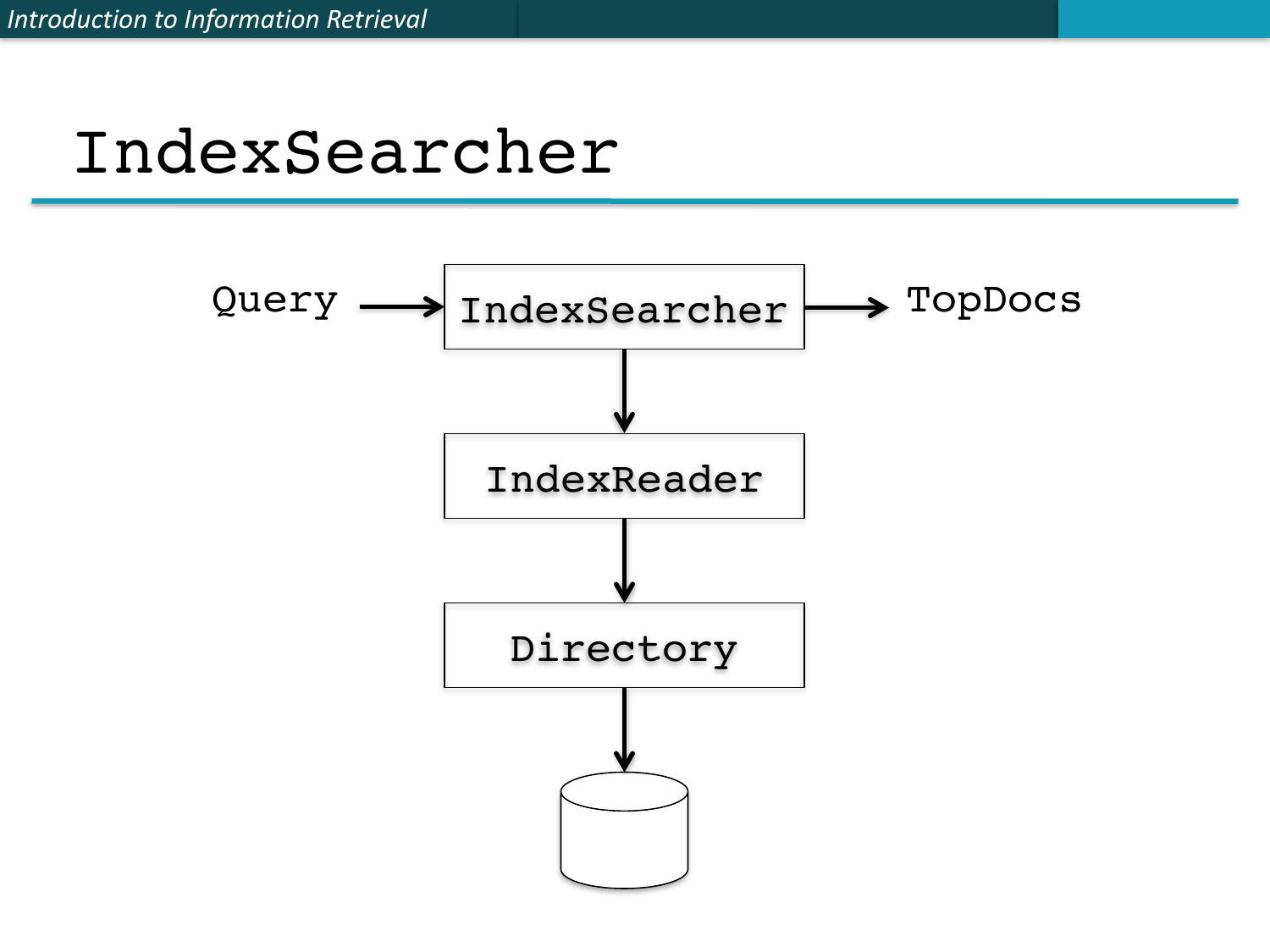# IndexSearcher

Query → IndexSearcher → TopDocs

IndexSearcher → IndexReader → Directory → (storage)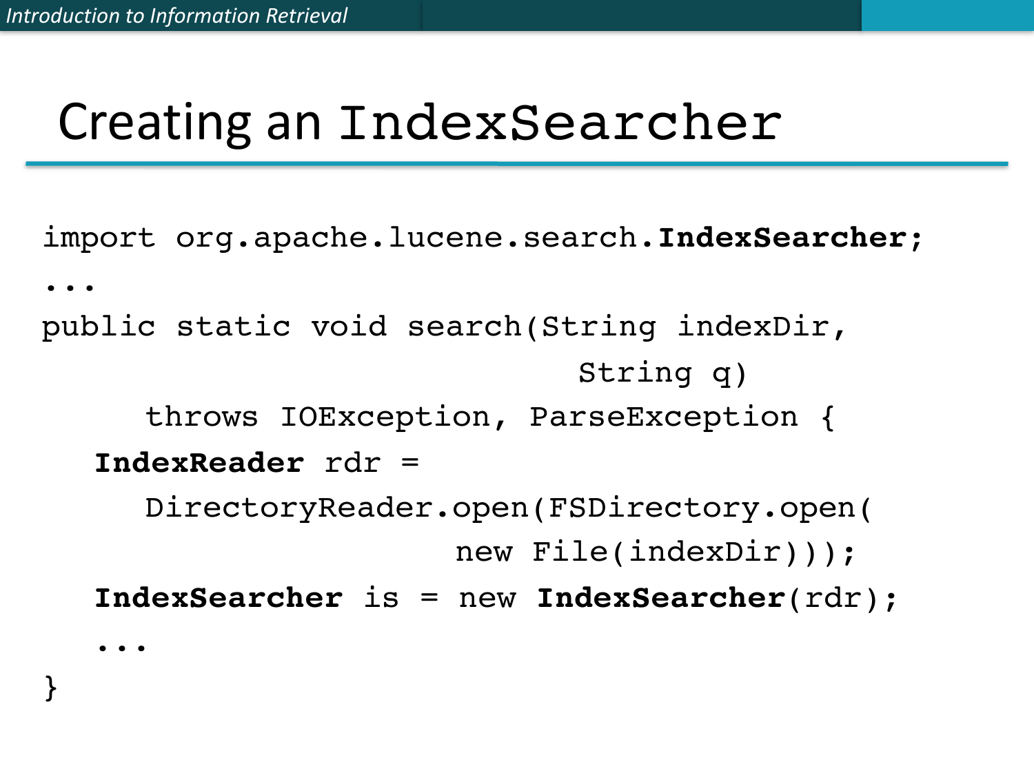# Creating an IndexSearcher

```
import org.apache.lucene.search.IndexSearcher;
...
public static void search(String indexDir,
                              String q)
      throws IOException, ParseException {
   IndexReader rdr =
      DirectoryReader.open(FSDirectory.open(
                        new File(indexDir)));
   IndexSearcher is = new IndexSearcher(rdr);
   ...
}
```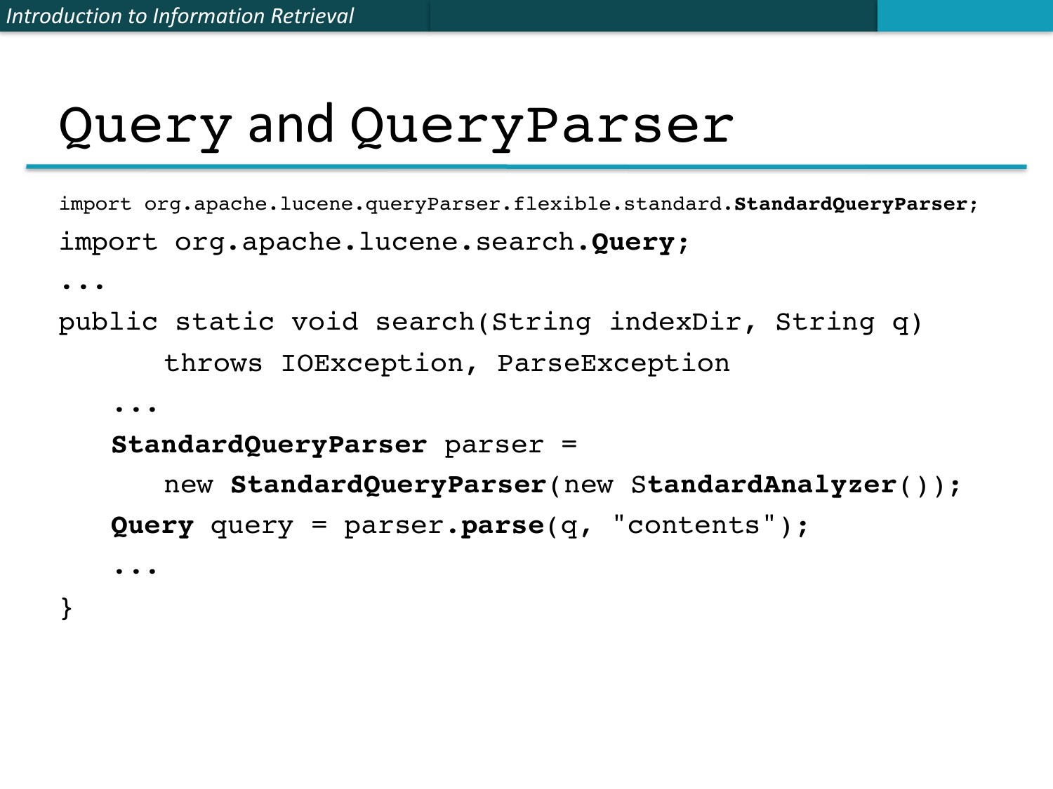# Query and QueryParser

```
import org.apache.lucene.queryParser.flexible.standard.StandardQueryParser;
import org.apache.lucene.search.Query;
...
public static void search(String indexDir, String q)
      throws IOException, ParseException
   ...
   StandardQueryParser parser =
      new StandardQueryParser(new StandardAnalyzer());
   Query query = parser.parse(q, "contents");
   ...
}
```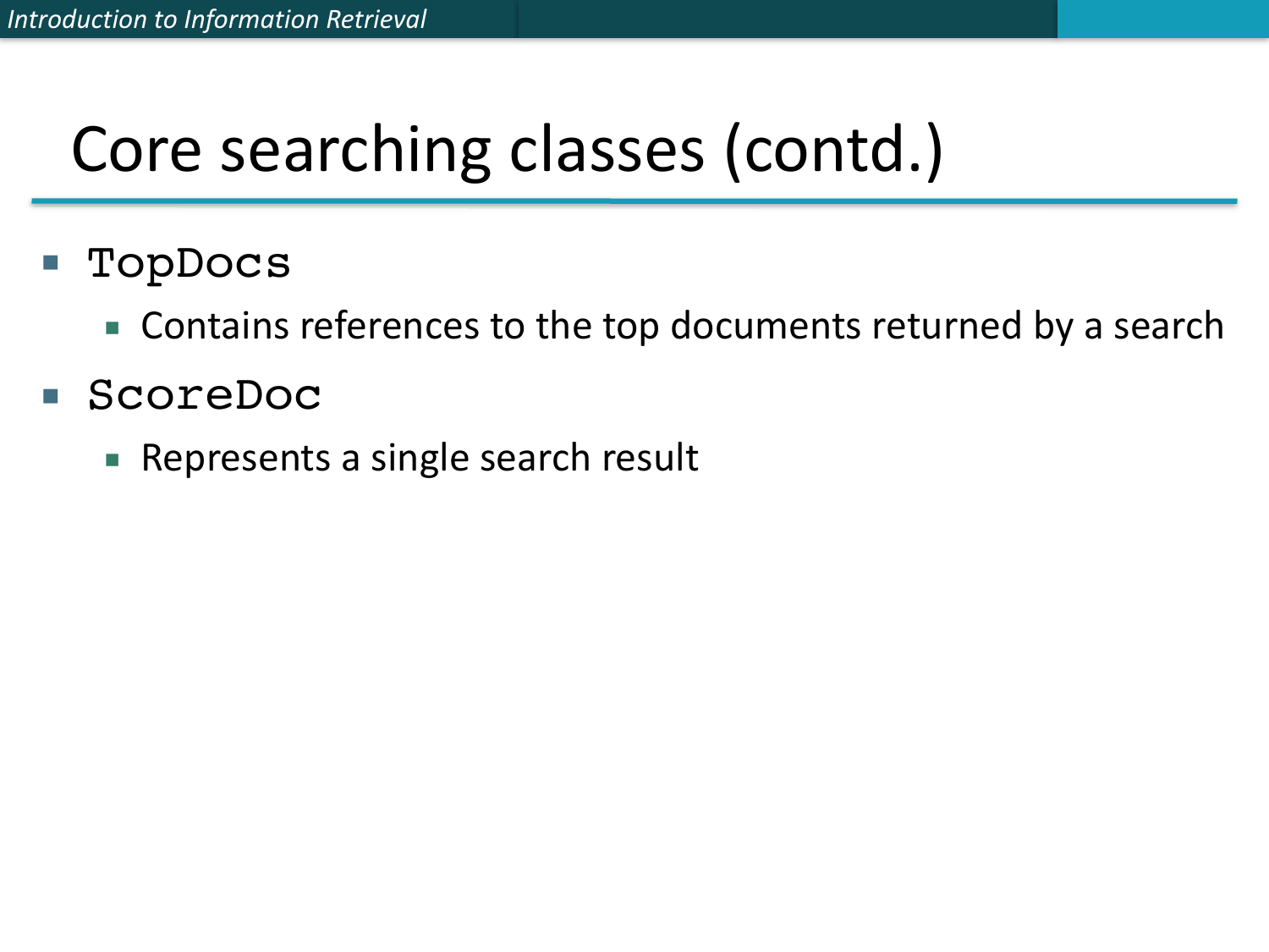# Core searching classes (contd.)

- `TopDocs`
  - Contains references to the top documents returned by a search
- `ScoreDoc`
  - Represents a single search result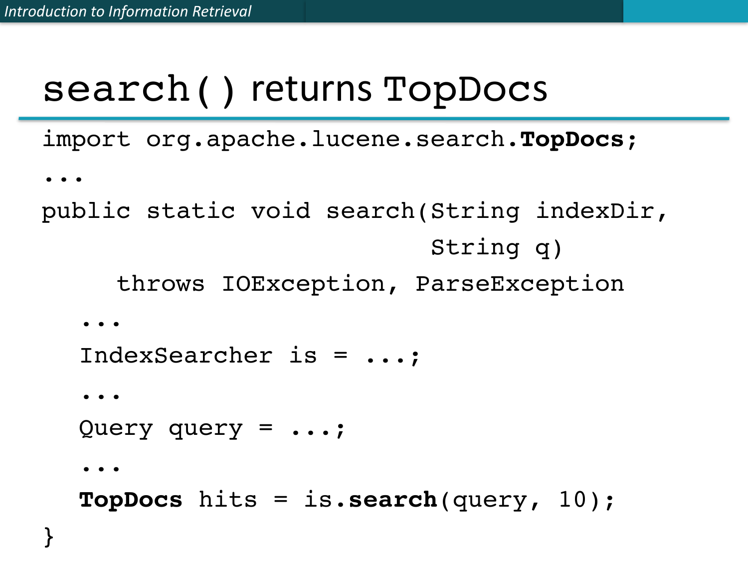# search( ) returns TopDocs

```
import org.apache.lucene.search.TopDocs;
...
public static void search(String indexDir,
                          String q)
    throws IOException, ParseException
  ...
  IndexSearcher is = ...;
  ...
  Query query = ...;
  ...
  TopDocs hits = is.search(query, 10);
}
```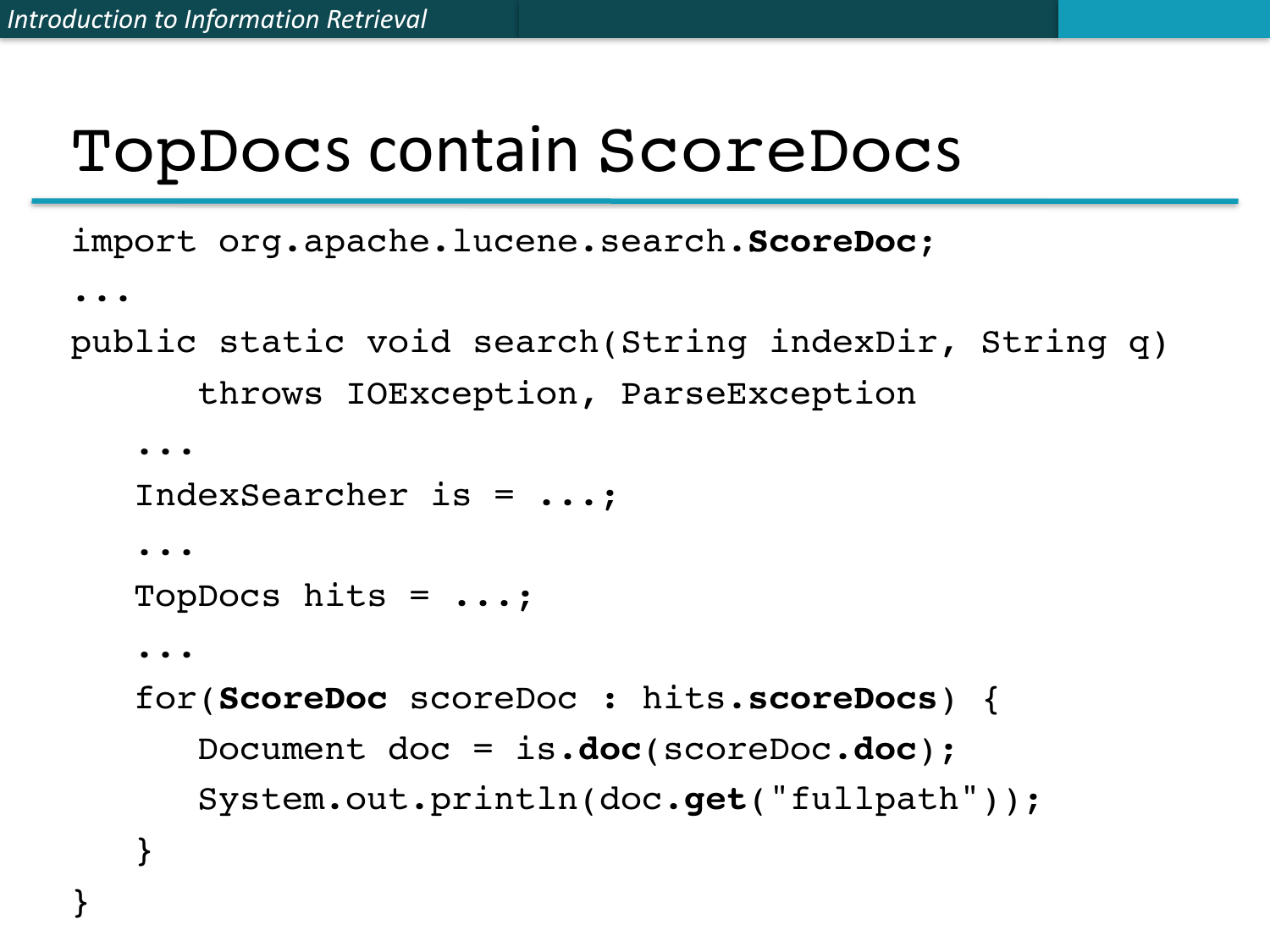# TopDocs contain ScoreDocs

```
import org.apache.lucene.search.ScoreDoc;
...
public static void search(String indexDir, String q)
      throws IOException, ParseException
   ...
   IndexSearcher is = ...;
   ...
   TopDocs hits = ...;
   ...
   for(ScoreDoc scoreDoc : hits.scoreDocs) {
      Document doc = is.doc(scoreDoc.doc);
      System.out.println(doc.get("fullpath"));
   }
}
```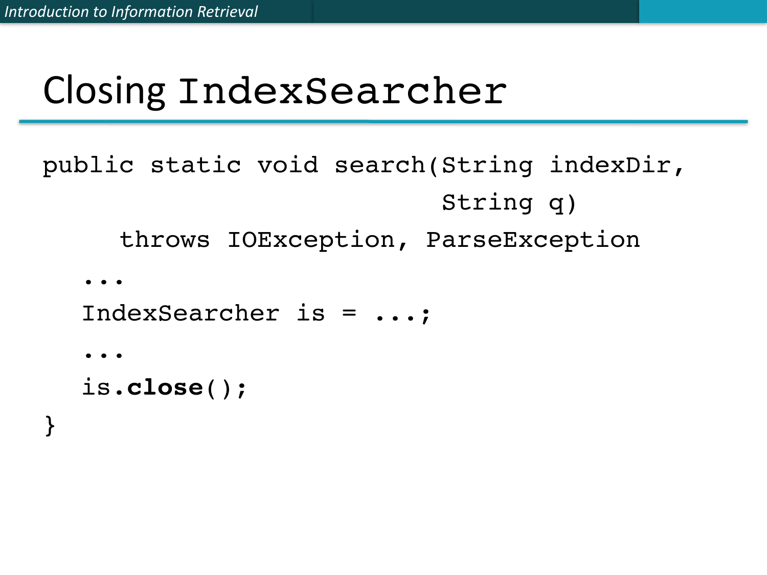# Closing IndexSearcher

```
public static void search(String indexDir,
                          String q)
    throws IOException, ParseException
  ...
  IndexSearcher is = ...;
  ...
  is.close();
}
```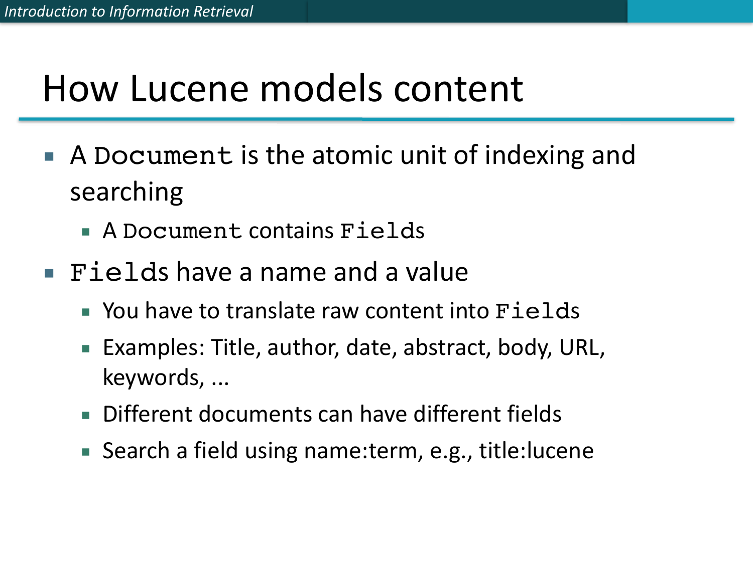# How Lucene models content

- A `Document` is the atomic unit of indexing and searching
  - A `Document` contains `Fields`
- `Fields` have a name and a value
  - You have to translate raw content into `Fields`
  - Examples: Title, author, date, abstract, body, URL, keywords, ...
  - Different documents can have different fields
  - Search a field using name:term, e.g., title:lucene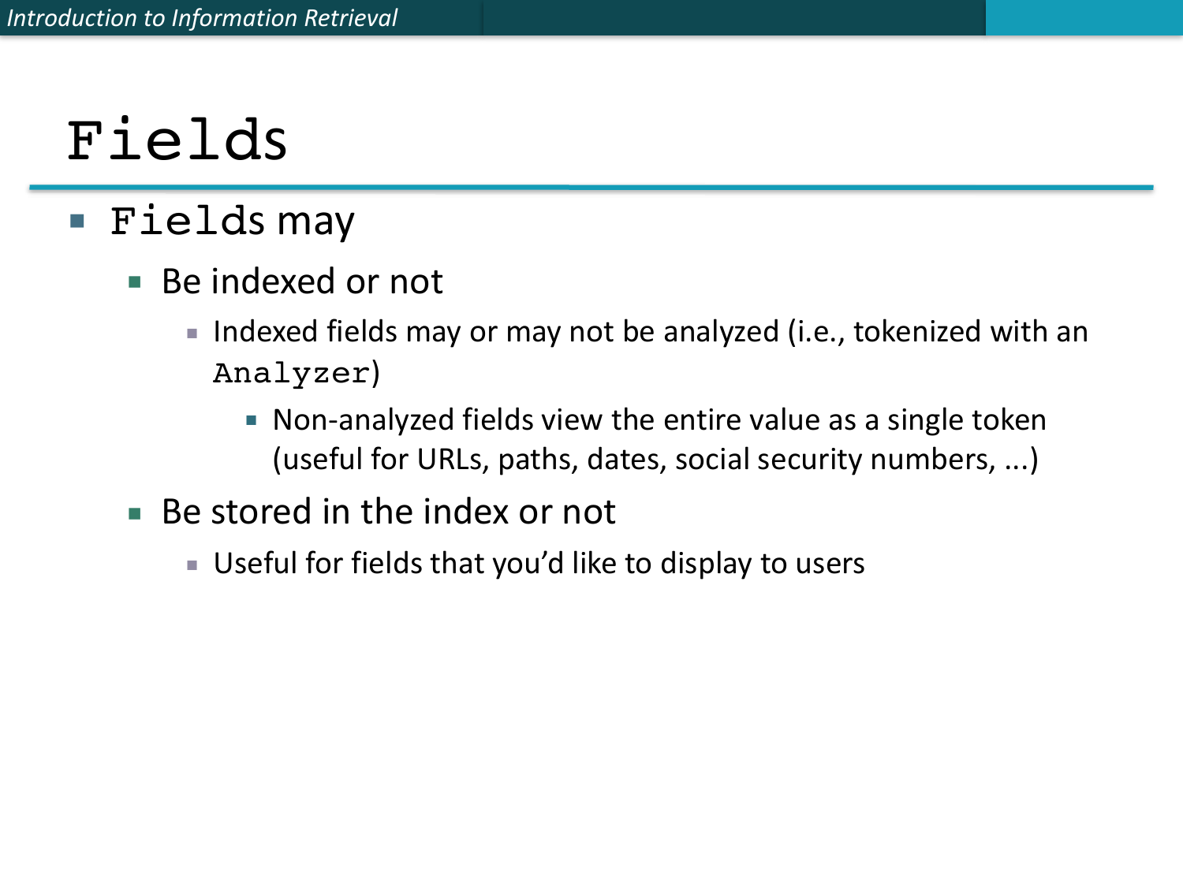# `Fields`

- `Fields` may
  - Be indexed or not
    - Indexed fields may or may not be analyzed (i.e., tokenized with an `Analyzer`)
      - Non-analyzed fields view the entire value as a single token (useful for URLs, paths, dates, social security numbers, ...)
  - Be stored in the index or not
    - Useful for fields that you'd like to display to users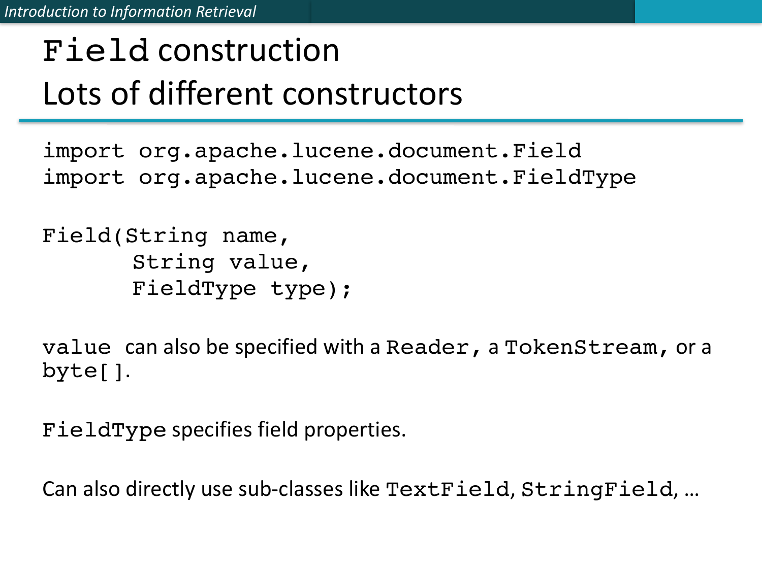# `Field` construction Lots of different constructors

```
import org.apache.lucene.document.Field
import org.apache.lucene.document.FieldType
```

```
Field(String name,
      String value,
      FieldType type);
```

`value` can also be specified with a `Reader`, a `TokenStream`, or a `byte[]`.

`FieldType` specifies field properties.

Can also directly use sub-classes like `TextField`, `StringField`, …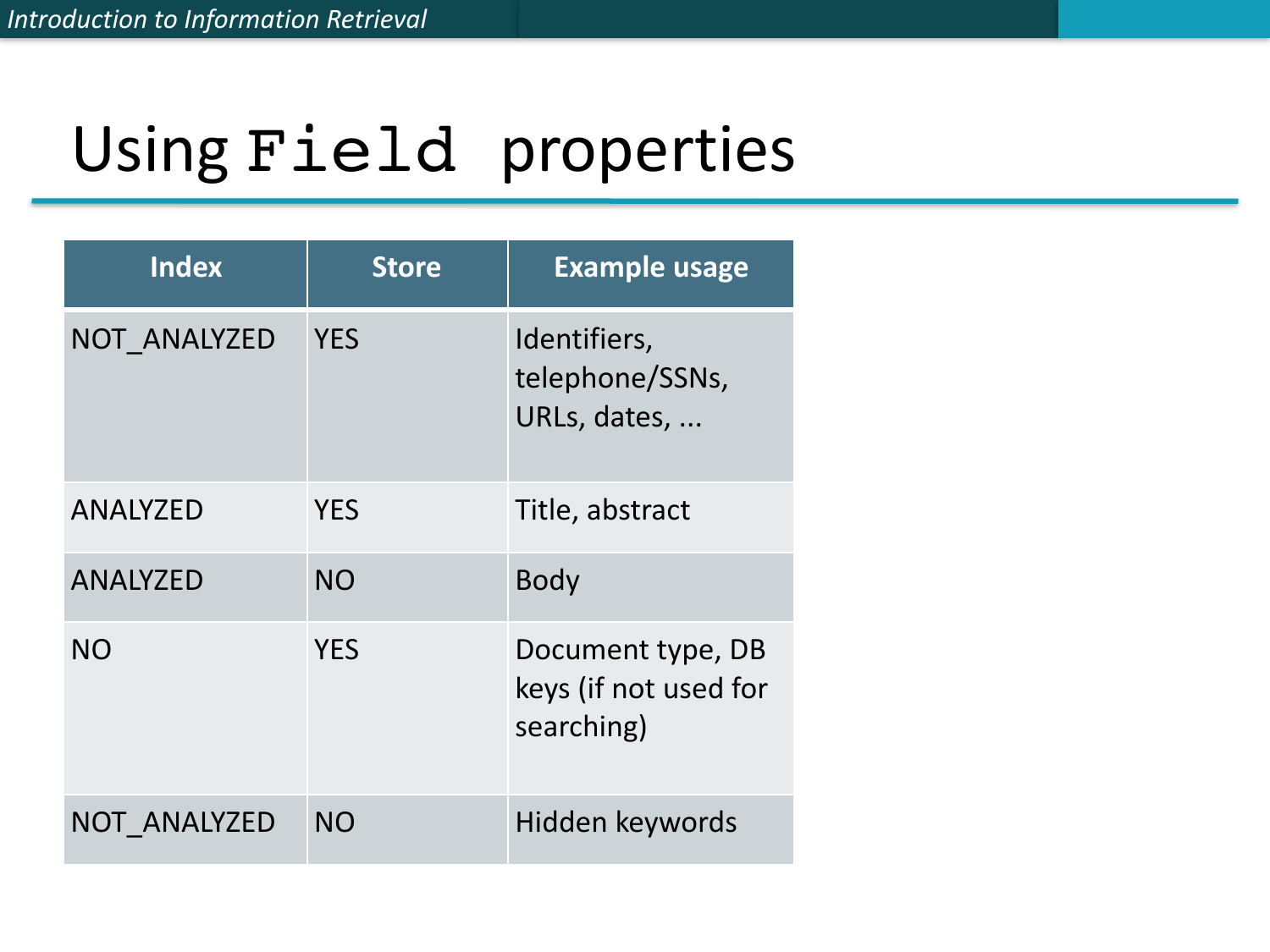# Using `Field` properties

| Index | Store | Example usage |
| --- | --- | --- |
| NOT_ANALYZED | YES | Identifiers, telephone/SSNs, URLs, dates, ... |
| ANALYZED | YES | Title, abstract |
| ANALYZED | NO | Body |
| NO | YES | Document type, DB keys (if not used for searching) |
| NOT_ANALYZED | NO | Hidden keywords |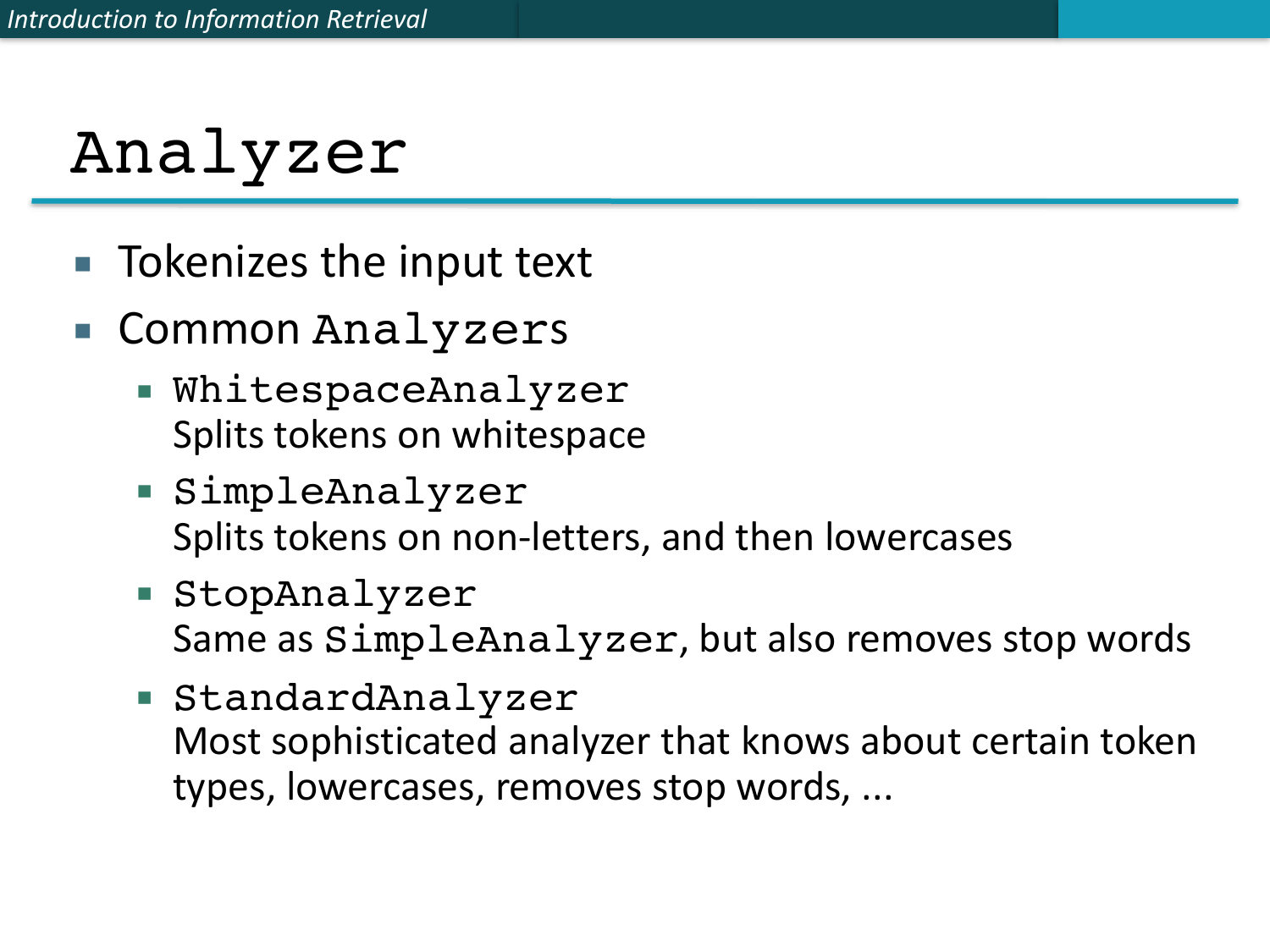# `Analyzer`

- Tokenizes the input text
- Common `Analyzers`
  - `WhitespaceAnalyzer`
    Splits tokens on whitespace
  - `SimpleAnalyzer`
    Splits tokens on non-letters, and then lowercases
  - `StopAnalyzer`
    Same as `SimpleAnalyzer`, but also removes stop words
  - `StandardAnalyzer`
    Most sophisticated analyzer that knows about certain token types, lowercases, removes stop words, ...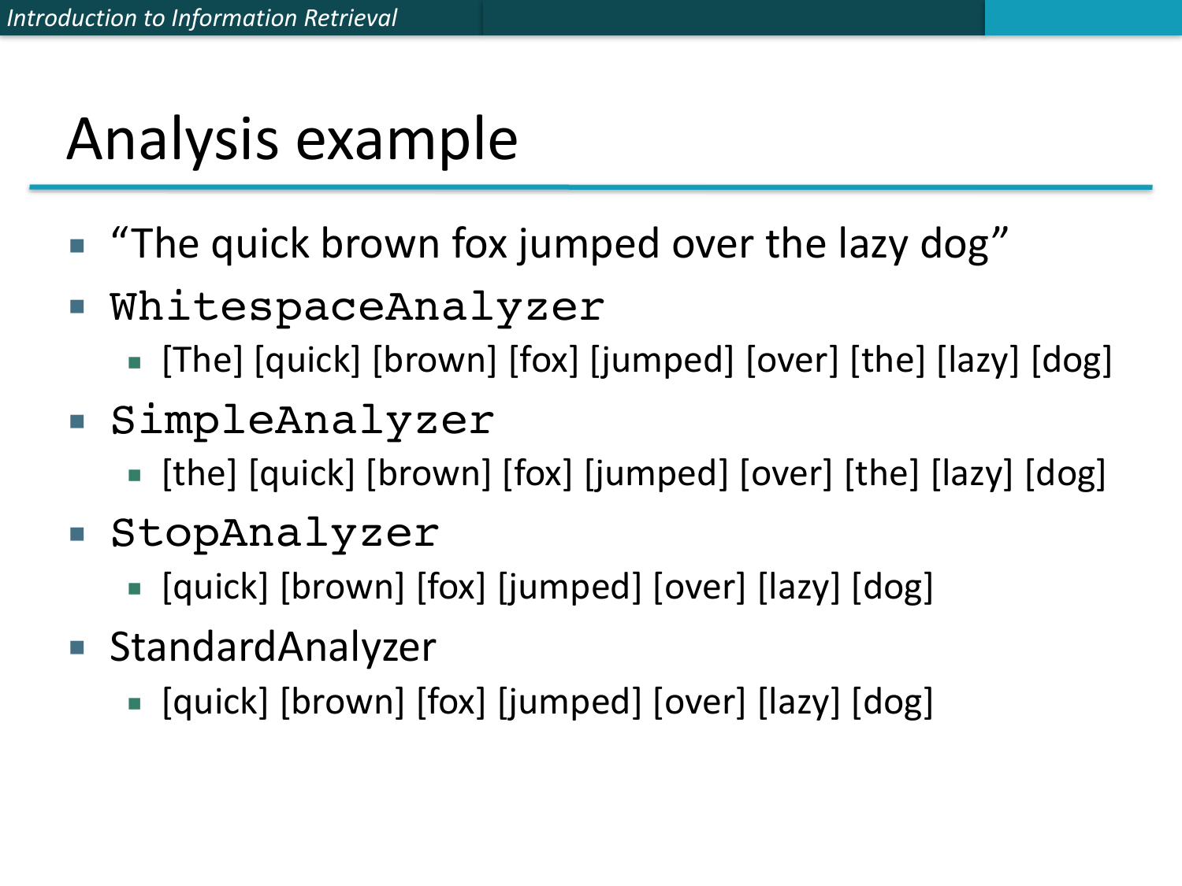# Analysis example

- "The quick brown fox jumped over the lazy dog"
- `WhitespaceAnalyzer`
  - [The] [quick] [brown] [fox] [jumped] [over] [the] [lazy] [dog]
- `SimpleAnalyzer`
  - [the] [quick] [brown] [fox] [jumped] [over] [the] [lazy] [dog]
- `StopAnalyzer`
  - [quick] [brown] [fox] [jumped] [over] [lazy] [dog]
- StandardAnalyzer
  - [quick] [brown] [fox] [jumped] [over] [lazy] [dog]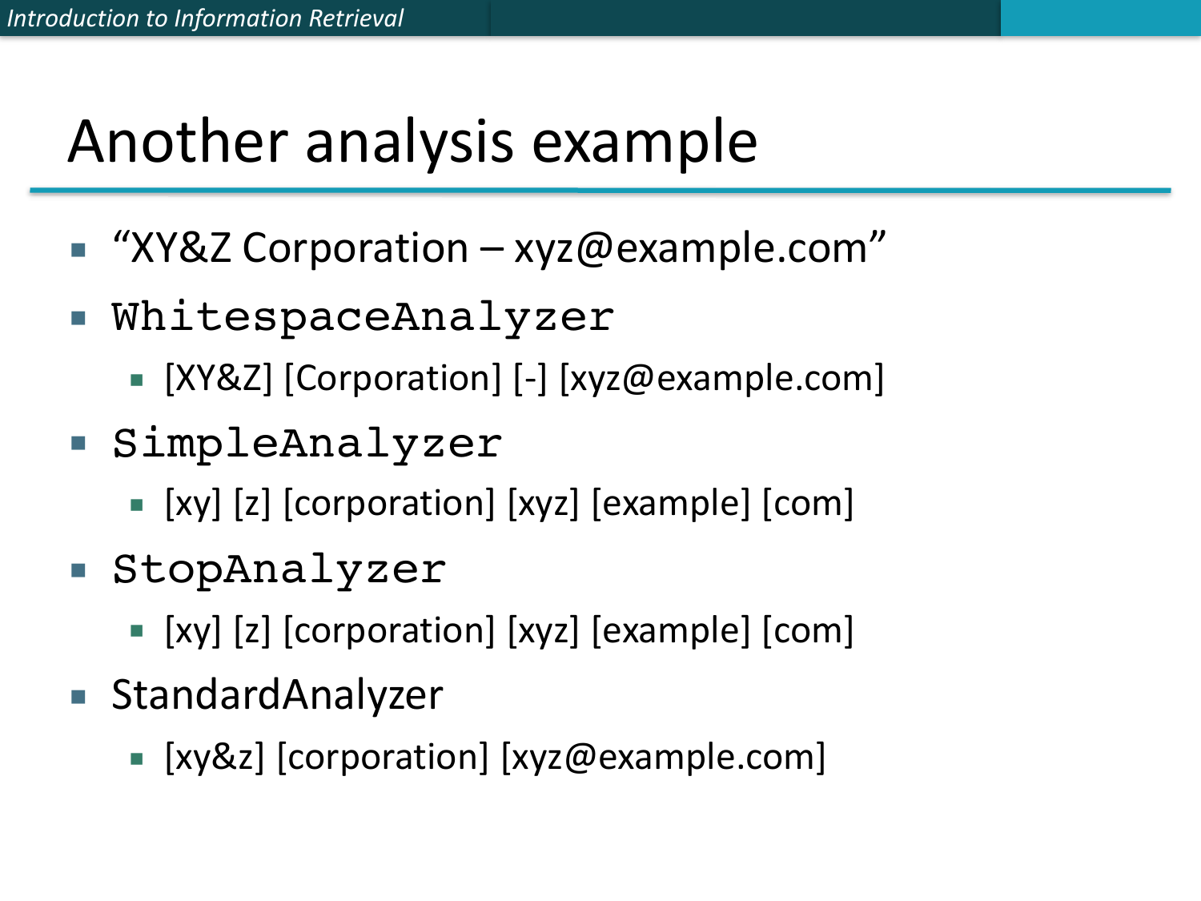# Another analysis example

- "XY&Z Corporation – xyz@example.com"
- `WhitespaceAnalyzer`
  - [XY&Z] [Corporation] [-] [xyz@example.com]
- `SimpleAnalyzer`
  - [xy] [z] [corporation] [xyz] [example] [com]
- `StopAnalyzer`
  - [xy] [z] [corporation] [xyz] [example] [com]
- StandardAnalyzer
  - [xy&z] [corporation] [xyz@example.com]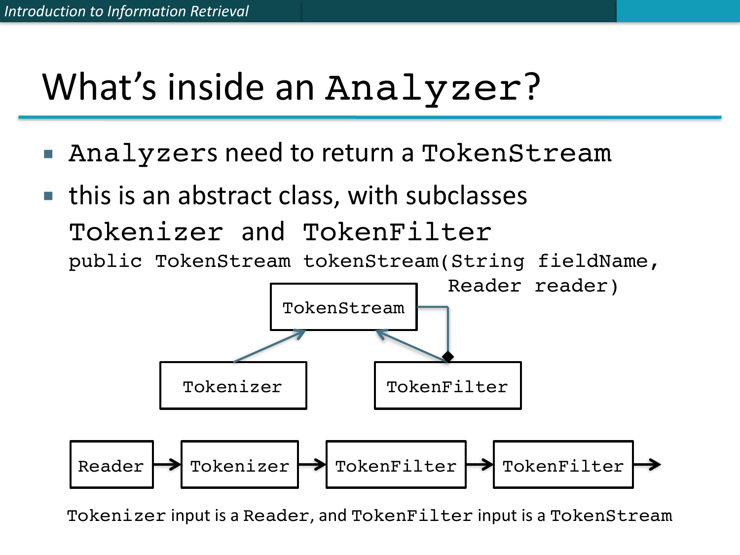# What's inside an `Analyzer`?

- `Analyzers` need to return a `TokenStream`
- this is an abstract class, with subclasses `Tokenizer` and `TokenFilter`

```
public TokenStream tokenStream(String fieldName,
                               Reader reader)
```

TokenStream

Tokenizer TokenFilter

Reader → Tokenizer → TokenFilter → TokenFilter →

`Tokenizer` input is a `Reader`, and `TokenFilter` input is a `TokenStream`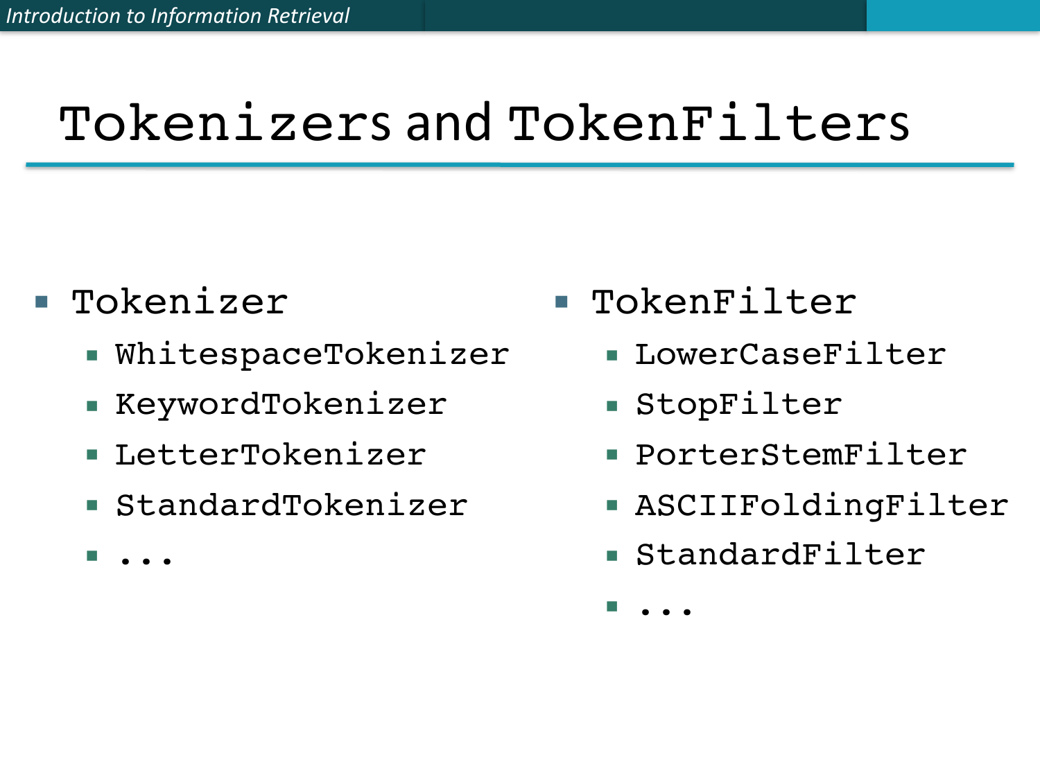# Tokenizers and TokenFilters

- Tokenizer
  - WhitespaceTokenizer
  - KeywordTokenizer
  - LetterTokenizer
  - StandardTokenizer
  - ...
- TokenFilter
  - LowerCaseFilter
  - StopFilter
  - PorterStemFilter
  - ASCIIFoldingFilter
  - StandardFilter
  - ...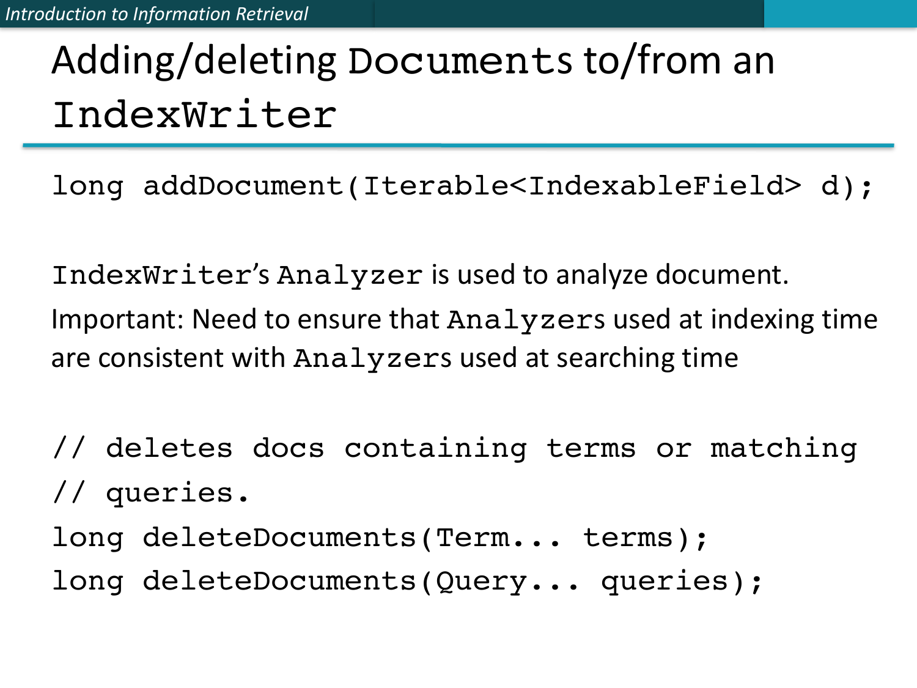# Adding/deleting Documents to/from an `IndexWriter`

```
long addDocument(Iterable<IndexableField> d);
```

`IndexWriter`'s `Analyzer` is used to analyze document.

Important: Need to ensure that `Analyzers` used at indexing time are consistent with `Analyzers` used at searching time

```
// deletes docs containing terms or matching
// queries.
long deleteDocuments(Term... terms);
long deleteDocuments(Query... queries);
```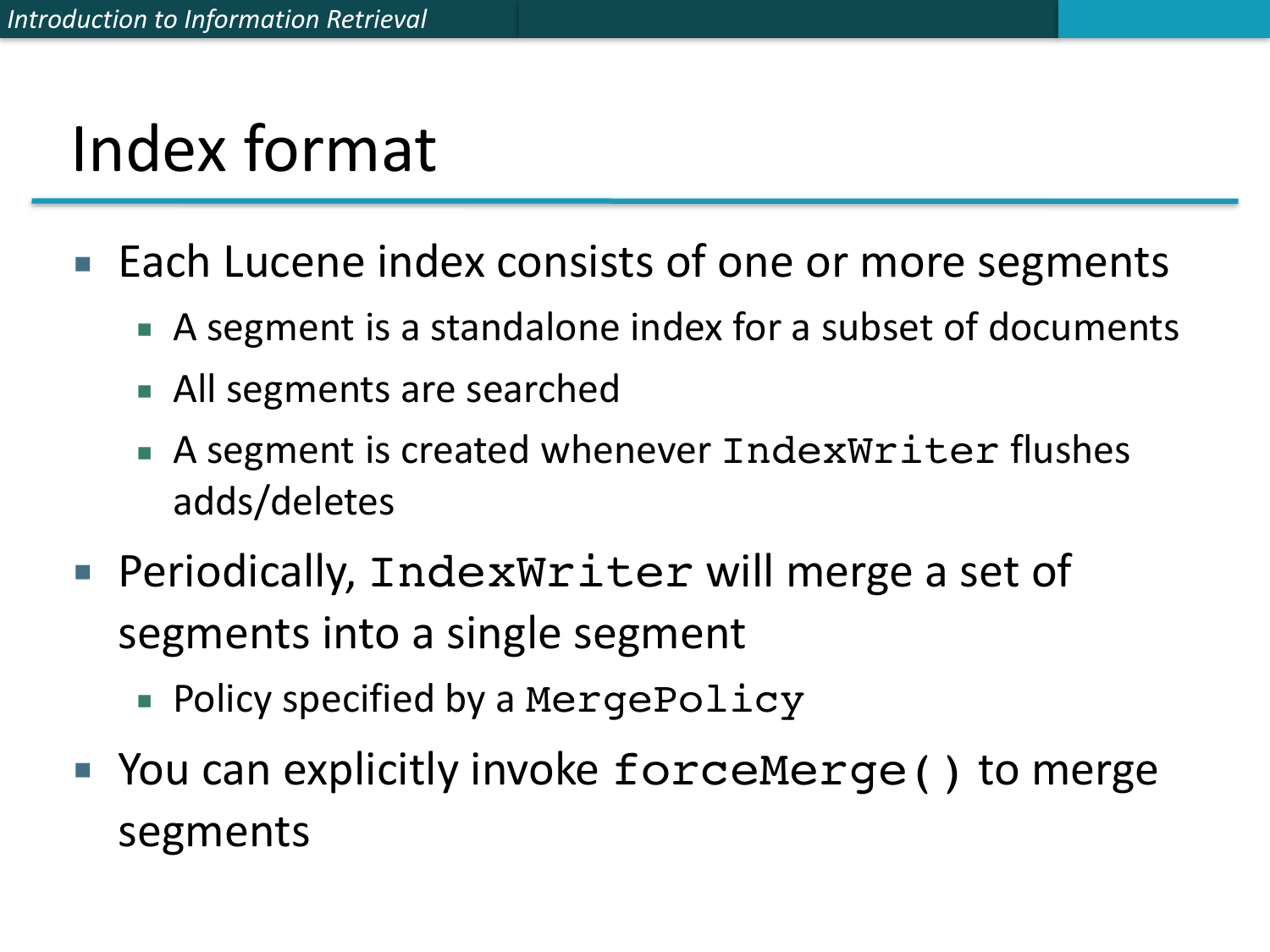# Index format

- Each Lucene index consists of one or more segments
  - A segment is a standalone index for a subset of documents
  - All segments are searched
  - A segment is created whenever `IndexWriter` flushes adds/deletes
- Periodically, `IndexWriter` will merge a set of segments into a single segment
  - Policy specified by a `MergePolicy`
- You can explicitly invoke `forceMerge()` to merge segments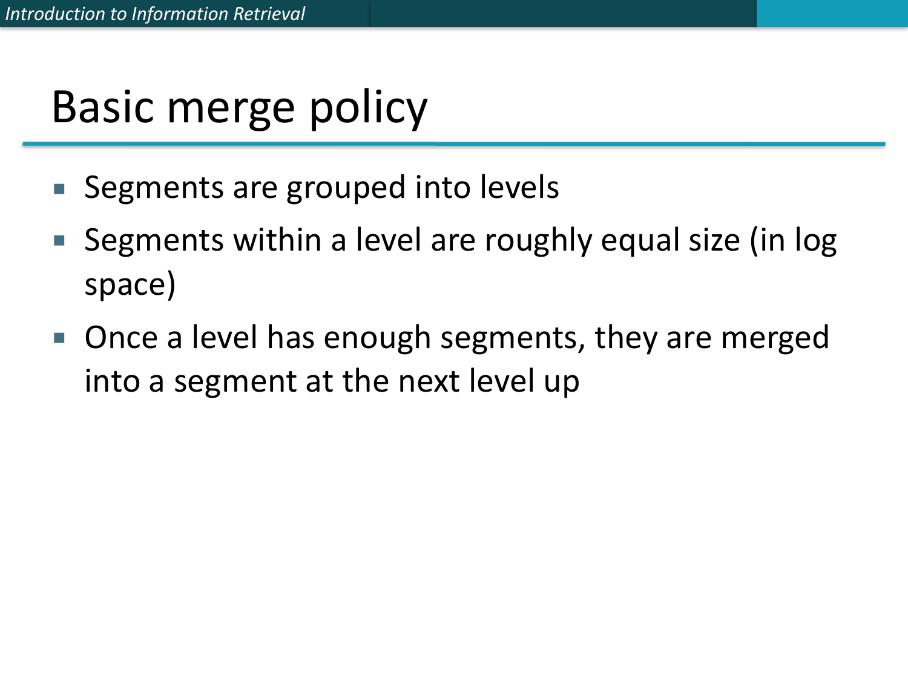# Basic merge policy

- Segments are grouped into levels
- Segments within a level are roughly equal size (in log space)
- Once a level has enough segments, they are merged into a segment at the next level up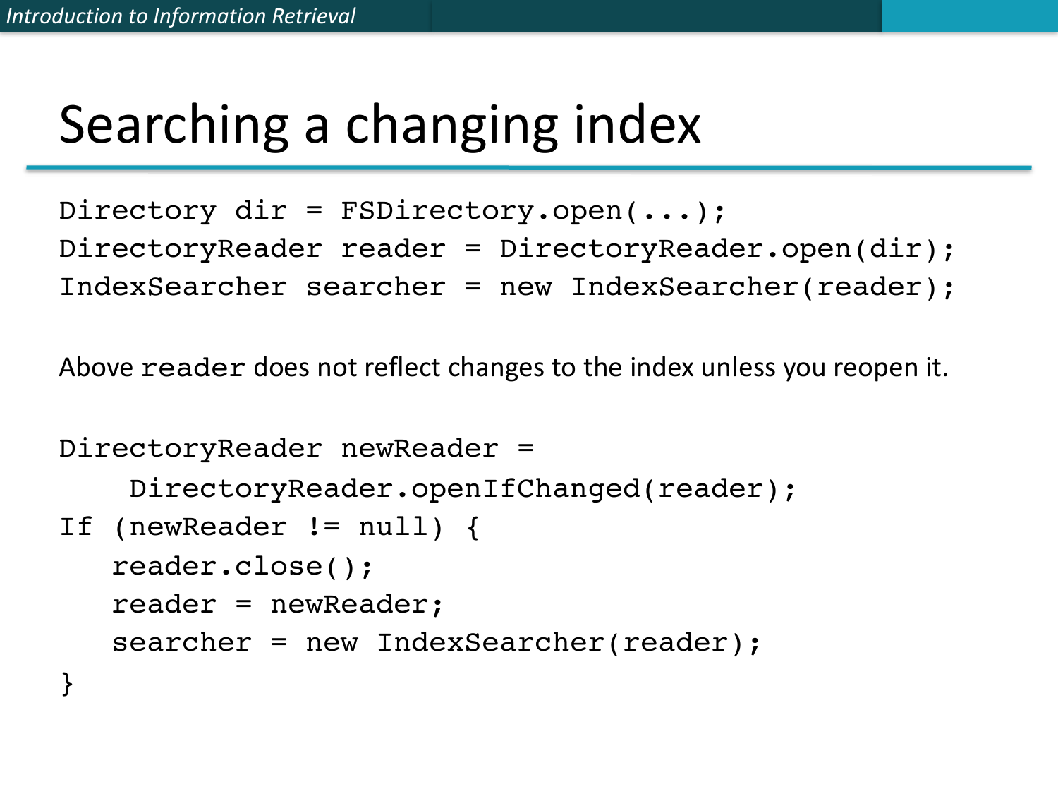# Searching a changing index

```
Directory dir = FSDirectory.open(...);
DirectoryReader reader = DirectoryReader.open(dir);
IndexSearcher searcher = new IndexSearcher(reader);
```

Above `reader` does not reflect changes to the index unless you reopen it.

```
DirectoryReader newReader =
    DirectoryReader.openIfChanged(reader);
If (newReader != null) {
   reader.close();
   reader = newReader;
   searcher = new IndexSearcher(reader);
}
```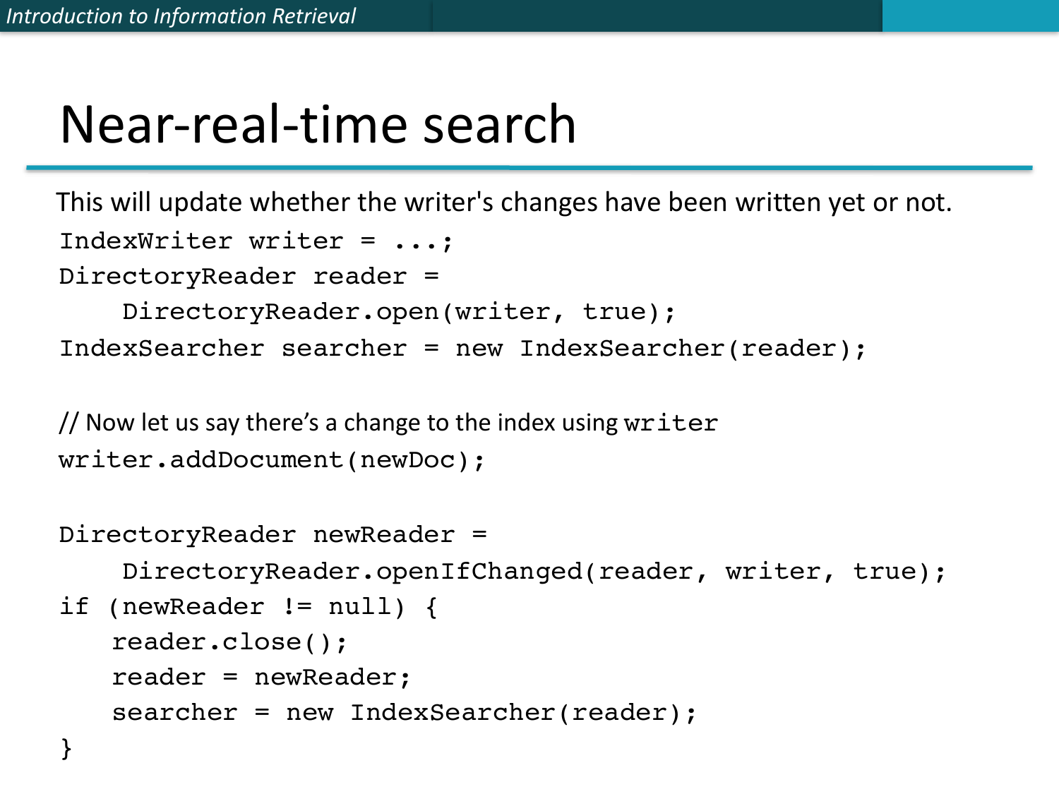# Near-real-time search

This will update whether the writer's changes have been written yet or not.

```
IndexWriter writer = ...;
DirectoryReader reader =
    DirectoryReader.open(writer, true);
IndexSearcher searcher = new IndexSearcher(reader);

// Now let us say there's a change to the index using writer
writer.addDocument(newDoc);

DirectoryReader newReader =
    DirectoryReader.openIfChanged(reader, writer, true);
if (newReader != null) {
    reader.close();
    reader = newReader;
    searcher = new IndexSearcher(reader);
}
```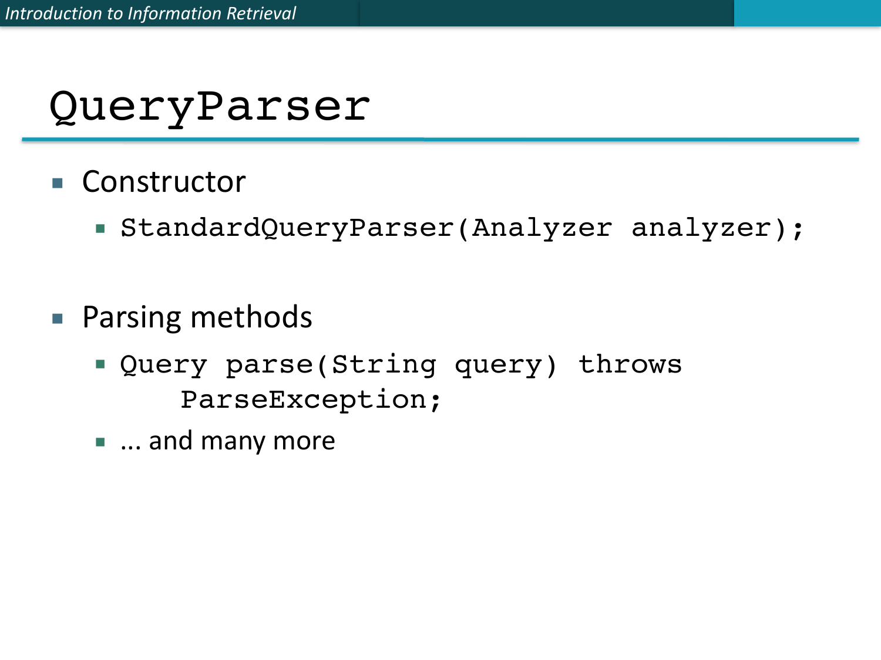# `QueryParser`

- Constructor
  - `StandardQueryParser(Analyzer analyzer);`

- Parsing methods
  - `Query parse(String query) throws ParseException;`
  - ... and many more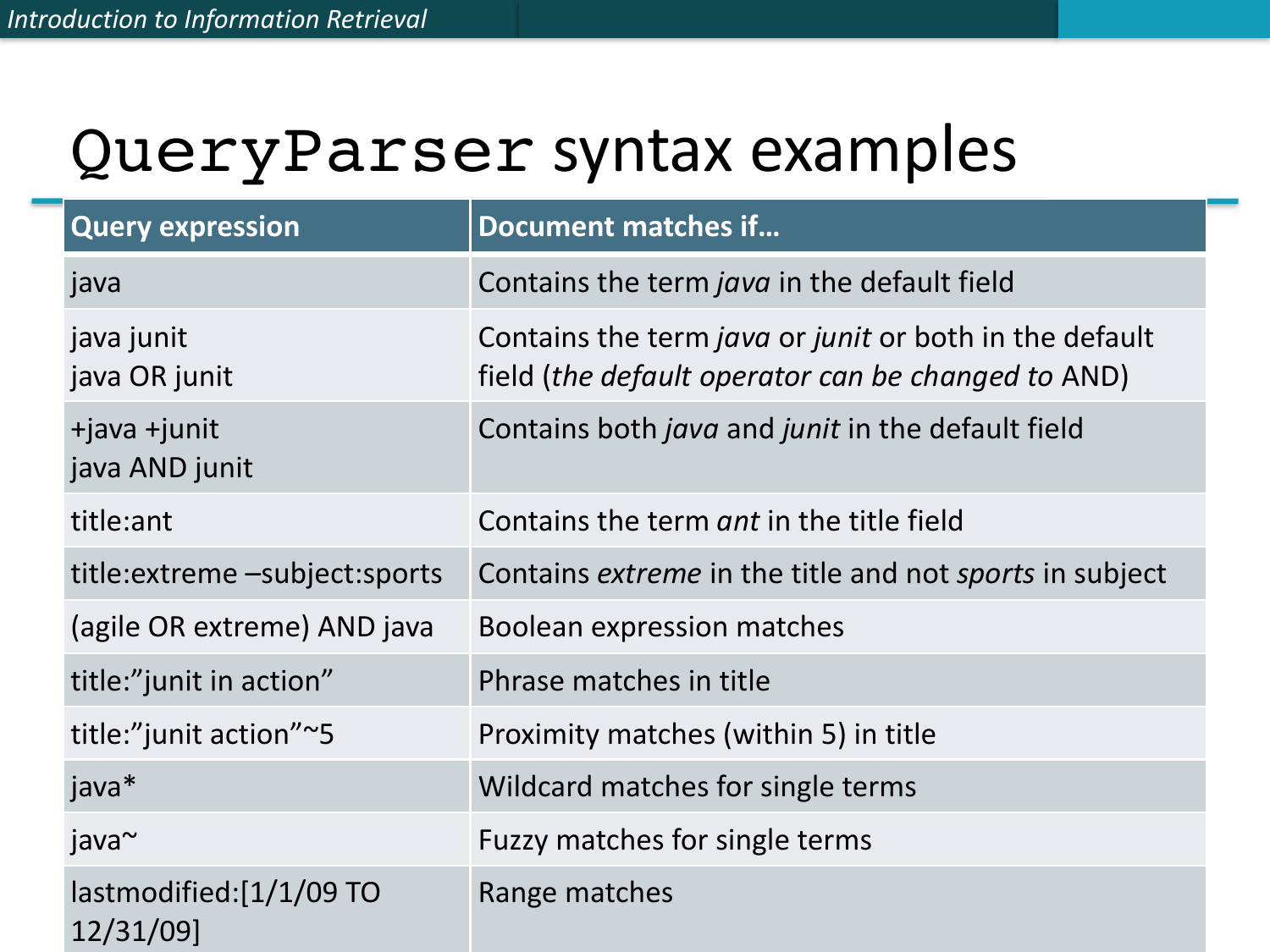# QueryParser syntax examples

| Query expression | Document matches if… |
|---|---|
| java | Contains the term *java* in the default field |
| java junit<br>java OR junit | Contains the term *java* or *junit* or both in the default field (*the default operator can be changed to* AND) |
| +java +junit<br>java AND junit | Contains both *java* and *junit* in the default field |
| title:ant | Contains the term *ant* in the title field |
| title:extreme –subject:sports | Contains *extreme* in the title and not *sports* in subject |
| (agile OR extreme) AND java | Boolean expression matches |
| title:"junit in action" | Phrase matches in title |
| title:"junit action"~5 | Proximity matches (within 5) in title |
| java* | Wildcard matches for single terms |
| java~ | Fuzzy matches for single terms |
| lastmodified:[1/1/09 TO 12/31/09] | Range matches |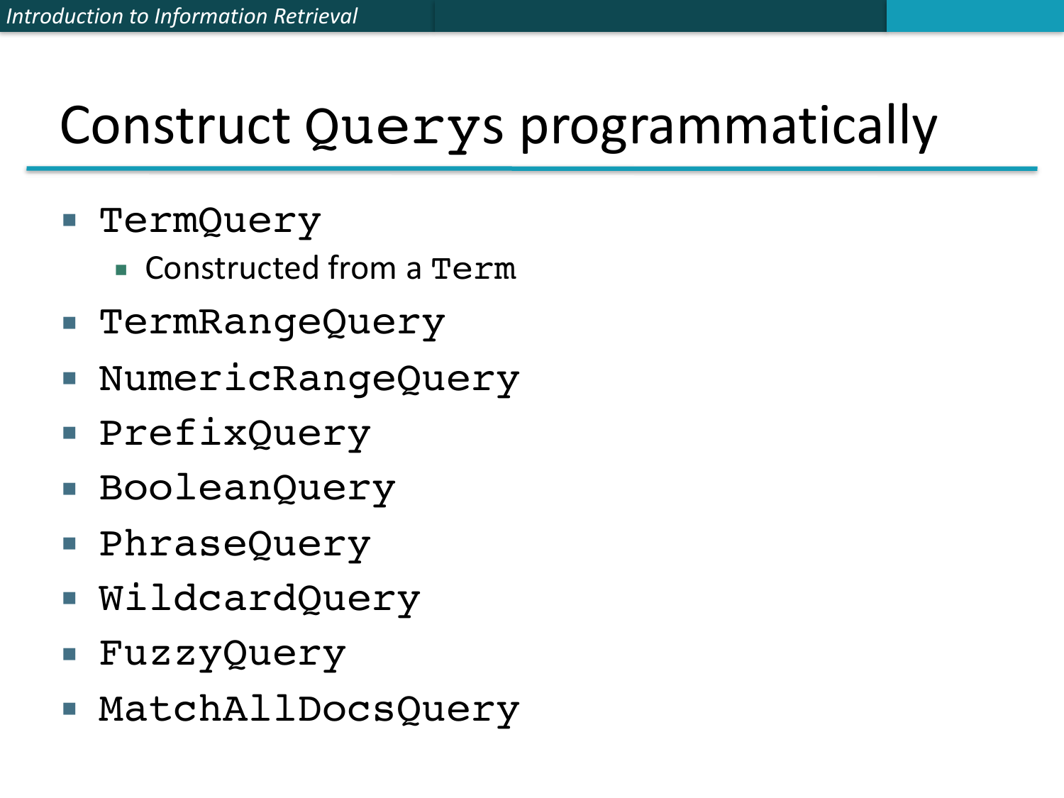# Construct `Query`s programmatically

- `TermQuery`
  - Constructed from a `Term`
- `TermRangeQuery`
- `NumericRangeQuery`
- `PrefixQuery`
- `BooleanQuery`
- `PhraseQuery`
- `WildcardQuery`
- `FuzzyQuery`
- `MatchAllDocsQuery`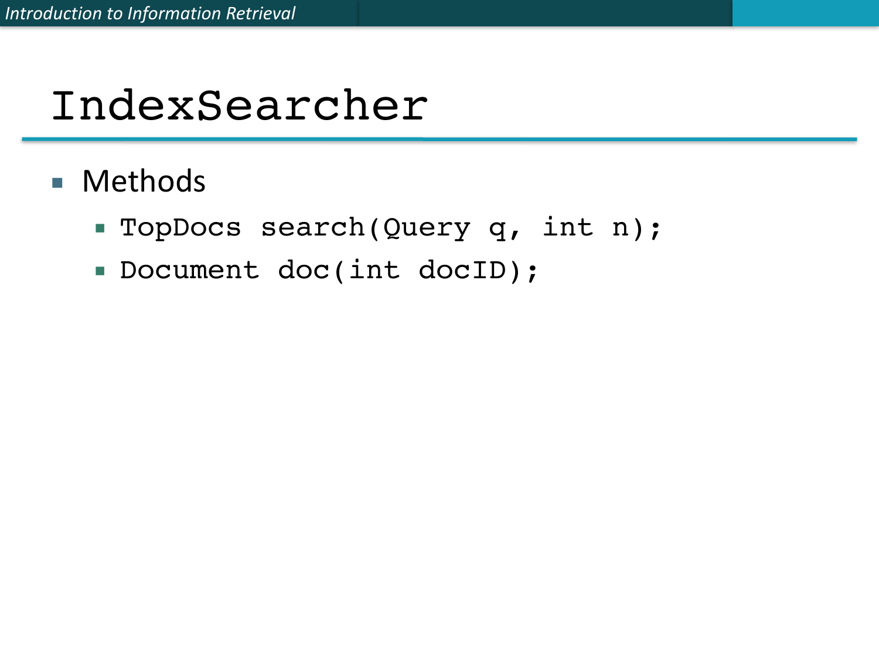# IndexSearcher

- Methods
  - `TopDocs search(Query q, int n);`
  - `Document doc(int docID);`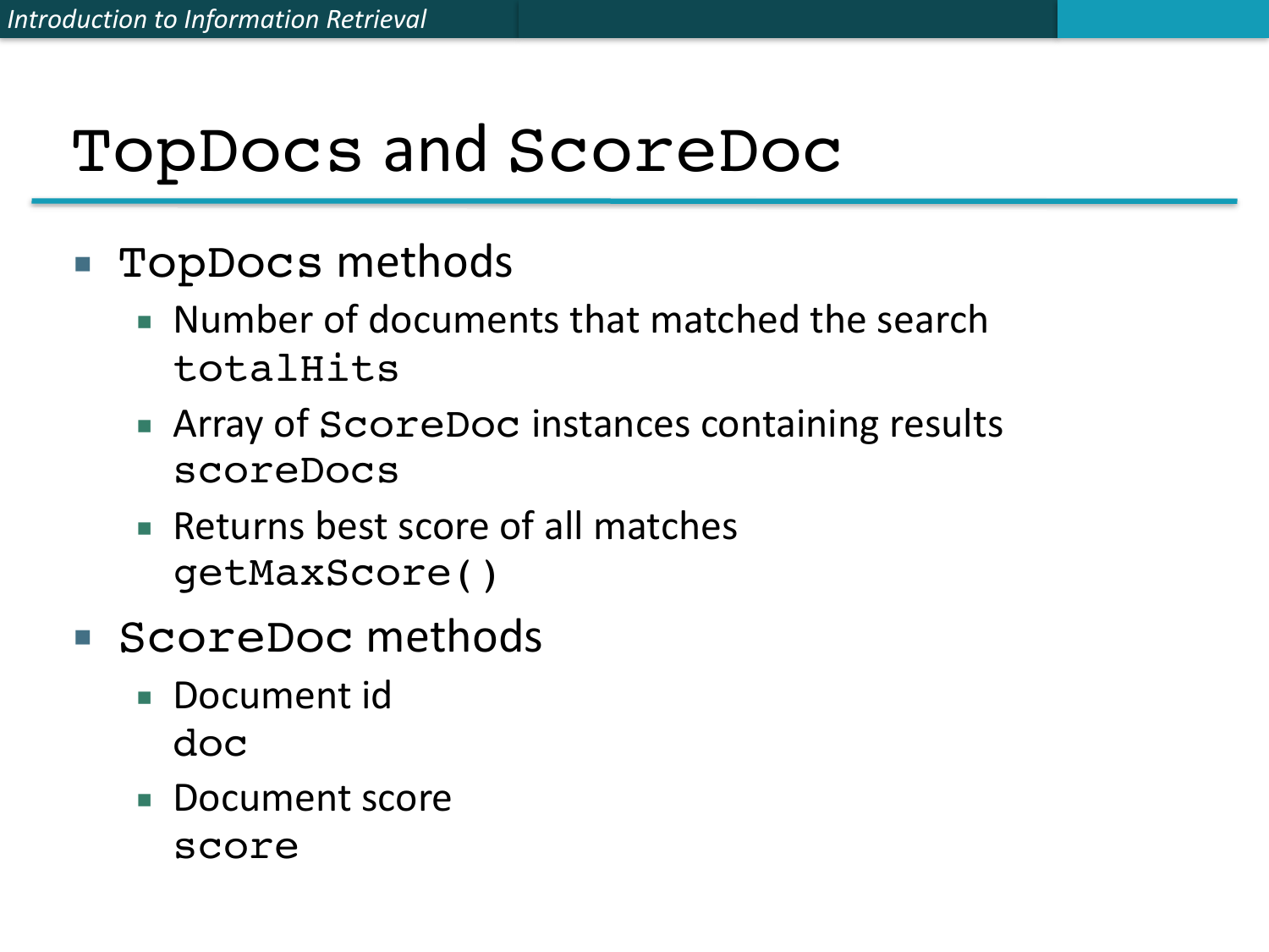# TopDocs and ScoreDoc

- `TopDocs` methods
  - Number of documents that matched the search
    `totalHits`
  - Array of `ScoreDoc` instances containing results
    `scoreDocs`
  - Returns best score of all matches
    `getMaxScore()`
- `ScoreDoc` methods
  - Document id
    `doc`
  - Document score
    `score`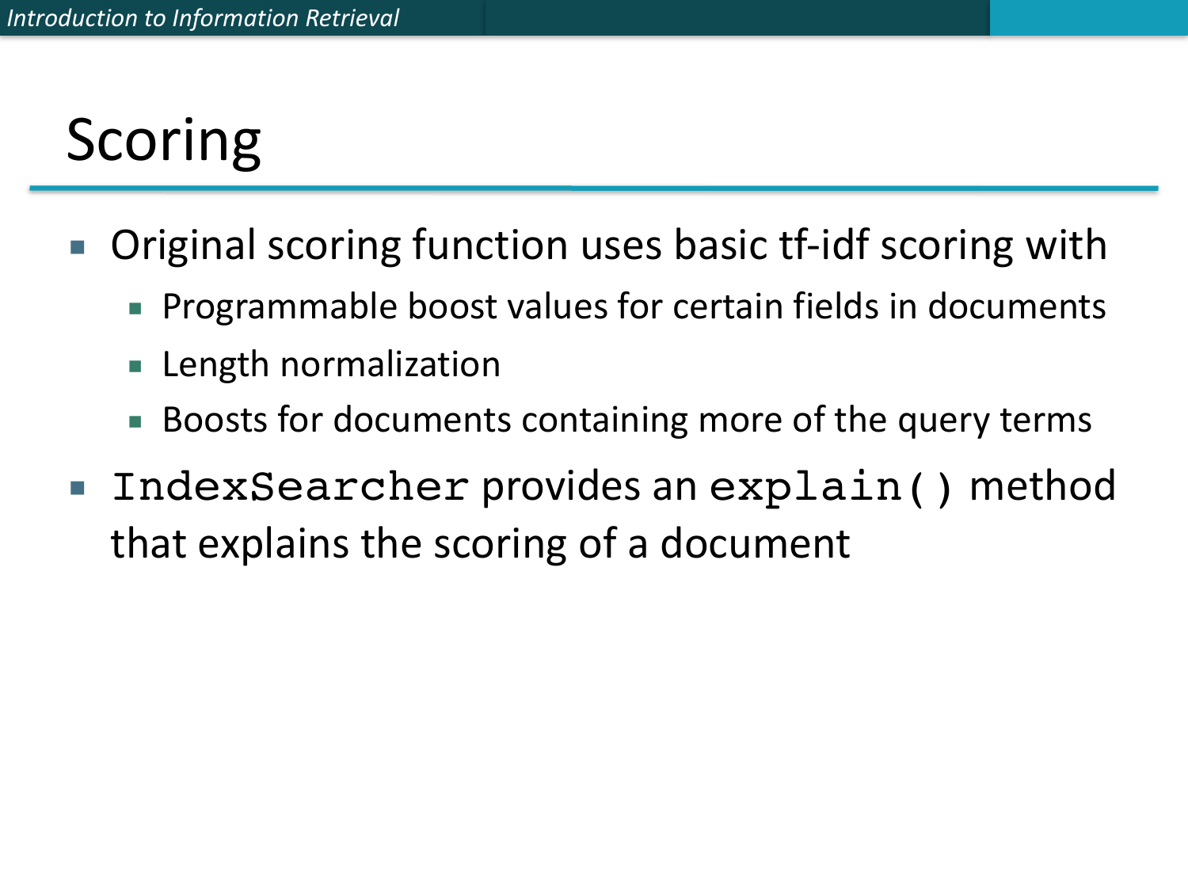# Scoring

- Original scoring function uses basic tf-idf scoring with
  - Programmable boost values for certain fields in documents
  - Length normalization
  - Boosts for documents containing more of the query terms
- `IndexSearcher` provides an `explain()` method that explains the scoring of a document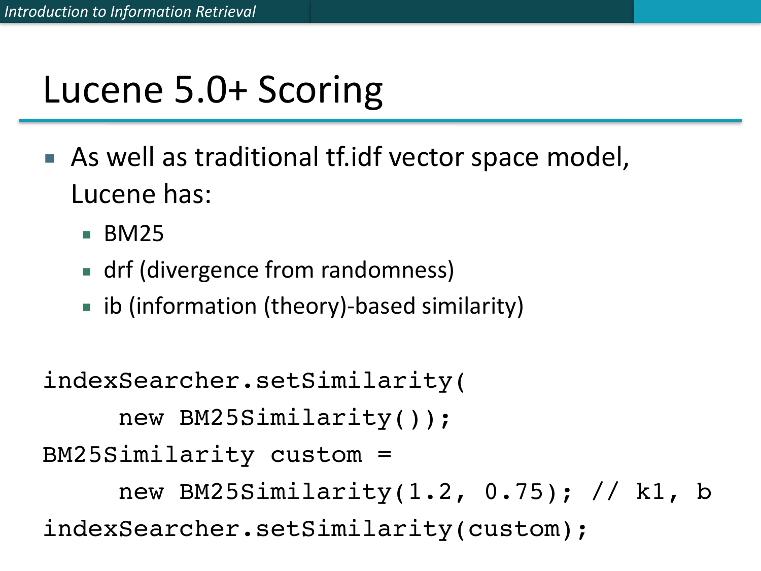# Lucene 5.0+ Scoring

- As well as traditional tf.idf vector space model, Lucene has:
  - BM25
  - drf (divergence from randomness)
  - ib (information (theory)-based similarity)

```
indexSearcher.setSimilarity(
     new BM25Similarity());
BM25Similarity custom =
     new BM25Similarity(1.2, 0.75); // k1, b
indexSearcher.setSimilarity(custom);
```